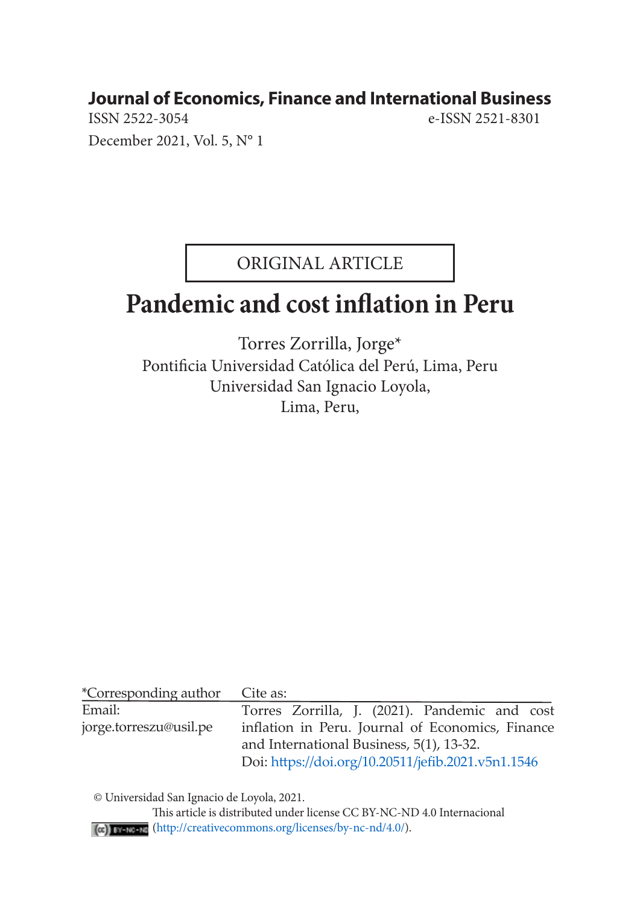**Journal of Economics, Finance and International Business**

ISSN 2522-3054 e-ISSN 2521-8301

December 2021, Vol. 5, N° 1

ORIGINAL ARTICLE

# Pandemic and cost inflation in Peru

Torres Zorrilla, Jorge*

Pontificia Universidad Católica del Perú, Lima, Peru

Universidad San Ignacio Loyola,

Lima, Peru,

| *Corresponding author | Cite as: |
|---|---|
| Email: jorge.torreszu@usil.pe | Torres Zorrilla, J. (2021). Pandemic and cost inflation in Peru. Journal of Economics, Finance and International Business, 5(1), 13-32. Doi: https://doi.org/10.20511/jefib.2021.v5n1.1546 |

© Universidad San Ignacio de Loyola, 2021.

This article is distributed under license CC BY-NC-ND 4.0 Internacional (http://creativecommons.org/licenses/by-nc-nd/4.0/).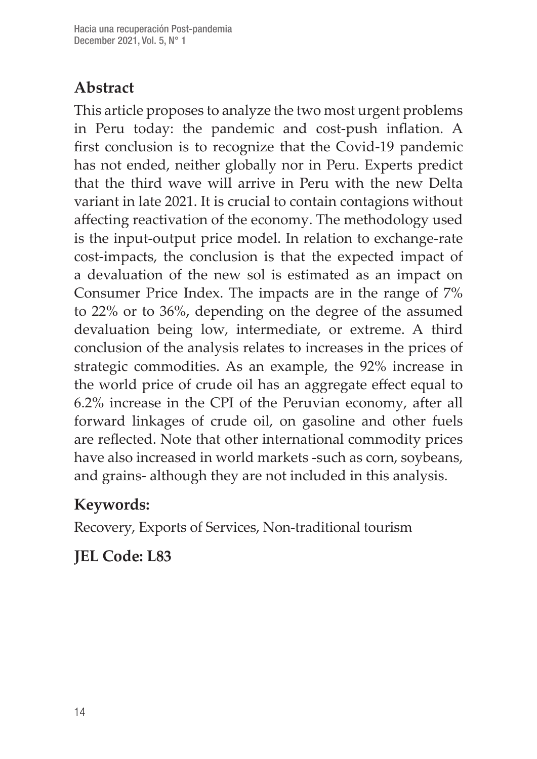## Abstract

This article proposes to analyze the two most urgent problems in Peru today: the pandemic and cost-push inflation. A first conclusion is to recognize that the Covid-19 pandemic has not ended, neither globally nor in Peru. Experts predict that the third wave will arrive in Peru with the new Delta variant in late 2021. It is crucial to contain contagions without affecting reactivation of the economy. The methodology used is the input-output price model. In relation to exchange-rate cost-impacts, the conclusion is that the expected impact of a devaluation of the new sol is estimated as an impact on Consumer Price Index. The impacts are in the range of 7% to 22% or to 36%, depending on the degree of the assumed devaluation being low, intermediate, or extreme. A third conclusion of the analysis relates to increases in the prices of strategic commodities. As an example, the 92% increase in the world price of crude oil has an aggregate effect equal to 6.2% increase in the CPI of the Peruvian economy, after all forward linkages of crude oil, on gasoline and other fuels are reflected. Note that other international commodity prices have also increased in world markets -such as corn, soybeans, and grains- although they are not included in this analysis.

## Keywords:

Recovery, Exports of Services, Non-traditional tourism

## JEL Code: L83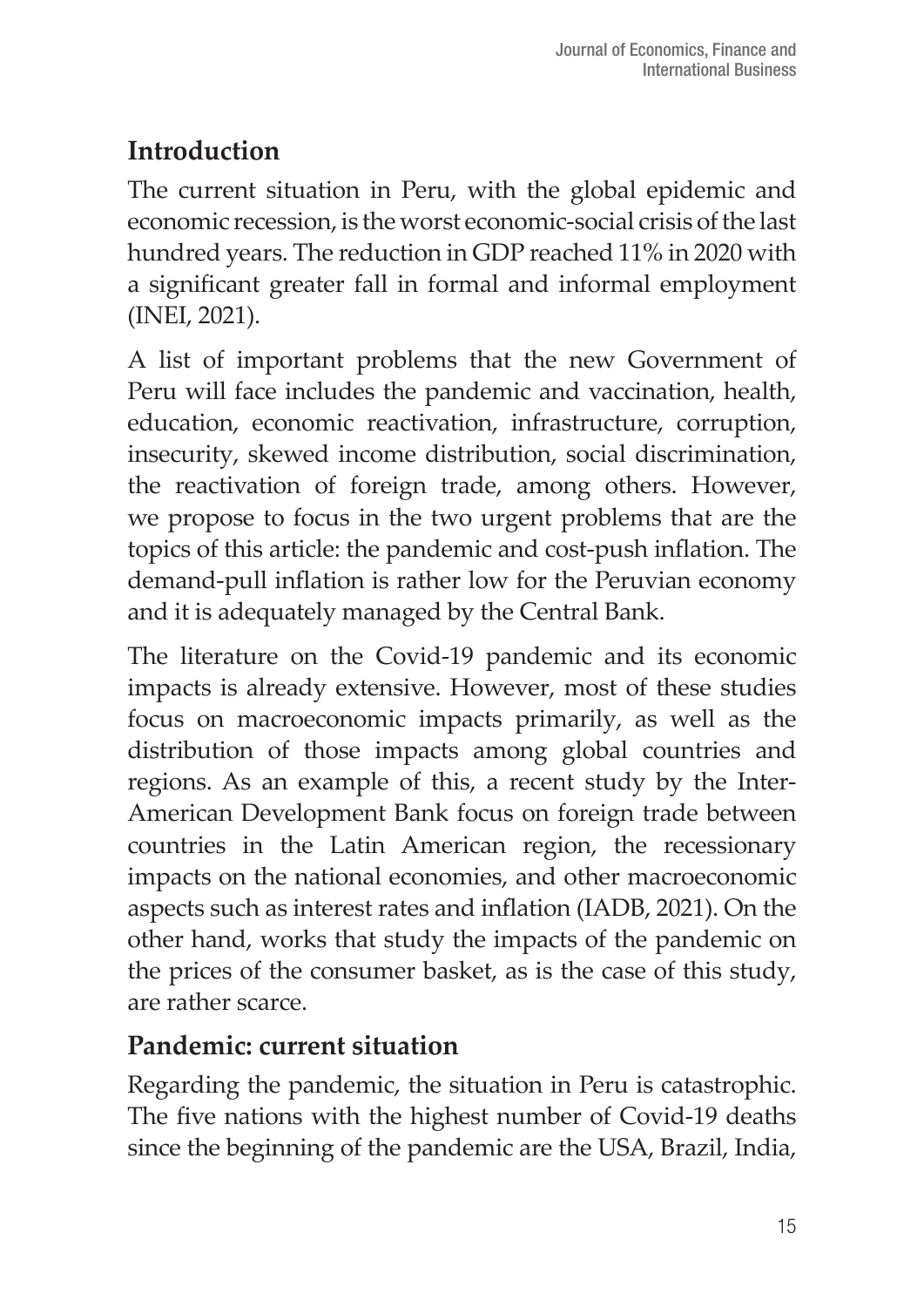## Introduction

The current situation in Peru, with the global epidemic and economic recession, is the worst economic-social crisis of the last hundred years. The reduction in GDP reached 11% in 2020 with a significant greater fall in formal and informal employment (INEI, 2021).

A list of important problems that the new Government of Peru will face includes the pandemic and vaccination, health, education, economic reactivation, infrastructure, corruption, insecurity, skewed income distribution, social discrimination, the reactivation of foreign trade, among others. However, we propose to focus in the two urgent problems that are the topics of this article: the pandemic and cost-push inflation. The demand-pull inflation is rather low for the Peruvian economy and it is adequately managed by the Central Bank.

The literature on the Covid-19 pandemic and its economic impacts is already extensive. However, most of these studies focus on macroeconomic impacts primarily, as well as the distribution of those impacts among global countries and regions. As an example of this, a recent study by the Inter-American Development Bank focus on foreign trade between countries in the Latin American region, the recessionary impacts on the national economies, and other macroeconomic aspects such as interest rates and inflation (IADB, 2021). On the other hand, works that study the impacts of the pandemic on the prices of the consumer basket, as is the case of this study, are rather scarce.

## Pandemic: current situation

Regarding the pandemic, the situation in Peru is catastrophic. The five nations with the highest number of Covid-19 deaths since the beginning of the pandemic are the USA, Brazil, India,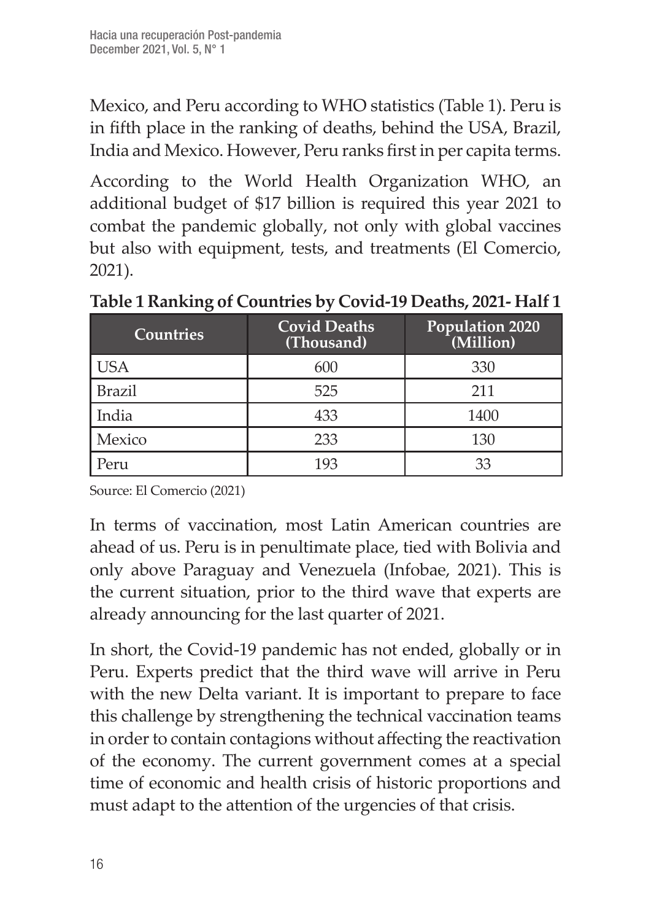Mexico, and Peru according to WHO statistics (Table 1). Peru is in fifth place in the ranking of deaths, behind the USA, Brazil, India and Mexico. However, Peru ranks first in per capita terms.

According to the World Health Organization WHO, an additional budget of $17 billion is required this year 2021 to combat the pandemic globally, not only with global vaccines but also with equipment, tests, and treatments (El Comercio, 2021).

**Table 1 Ranking of Countries by Covid-19 Deaths, 2021- Half 1**

| Countries | Covid Deaths (Thousand) | Population 2020 (Million) |
|---|---|---|
| USA | 600 | 330 |
| Brazil | 525 | 211 |
| India | 433 | 1400 |
| Mexico | 233 | 130 |
| Peru | 193 | 33 |

Source: El Comercio (2021)

In terms of vaccination, most Latin American countries are ahead of us. Peru is in penultimate place, tied with Bolivia and only above Paraguay and Venezuela (Infobae, 2021). This is the current situation, prior to the third wave that experts are already announcing for the last quarter of 2021.

In short, the Covid-19 pandemic has not ended, globally or in Peru. Experts predict that the third wave will arrive in Peru with the new Delta variant. It is important to prepare to face this challenge by strengthening the technical vaccination teams in order to contain contagions without affecting the reactivation of the economy. The current government comes at a special time of economic and health crisis of historic proportions and must adapt to the attention of the urgencies of that crisis.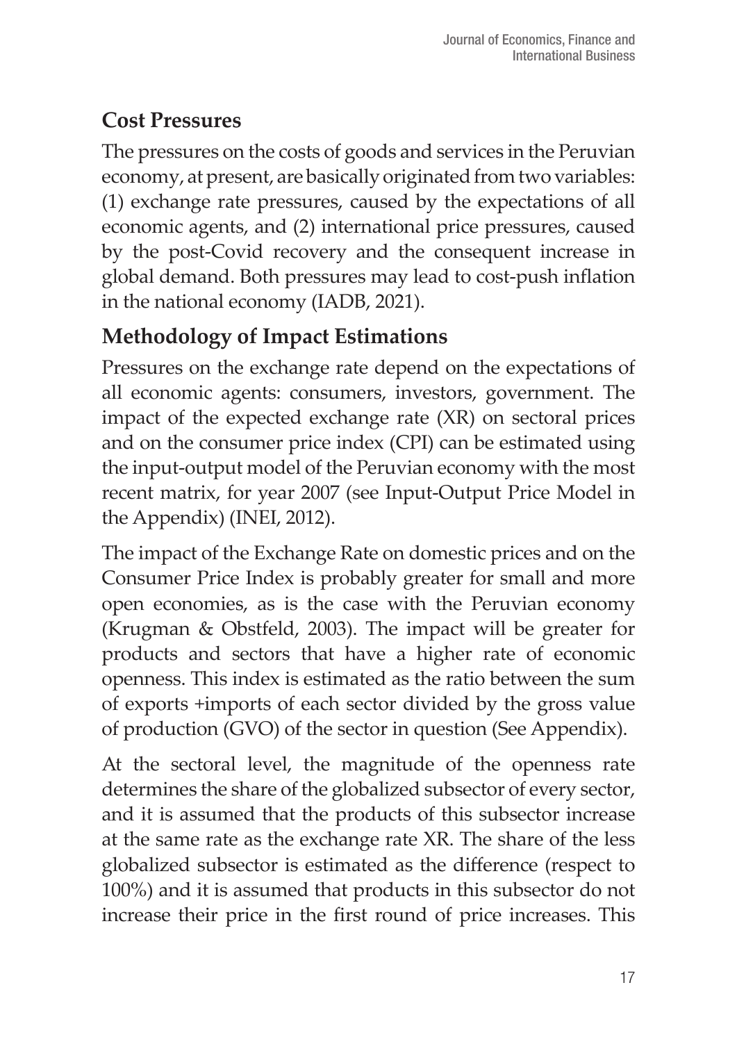## Cost Pressures

The pressures on the costs of goods and services in the Peruvian economy, at present, are basically originated from two variables: (1) exchange rate pressures, caused by the expectations of all economic agents, and (2) international price pressures, caused by the post-Covid recovery and the consequent increase in global demand. Both pressures may lead to cost-push inflation in the national economy (IADB, 2021).

## Methodology of Impact Estimations

Pressures on the exchange rate depend on the expectations of all economic agents: consumers, investors, government. The impact of the expected exchange rate (XR) on sectoral prices and on the consumer price index (CPI) can be estimated using the input-output model of the Peruvian economy with the most recent matrix, for year 2007 (see Input-Output Price Model in the Appendix) (INEI, 2012).

The impact of the Exchange Rate on domestic prices and on the Consumer Price Index is probably greater for small and more open economies, as is the case with the Peruvian economy (Krugman & Obstfeld, 2003). The impact will be greater for products and sectors that have a higher rate of economic openness. This index is estimated as the ratio between the sum of exports +imports of each sector divided by the gross value of production (GVO) of the sector in question (See Appendix).

At the sectoral level, the magnitude of the openness rate determines the share of the globalized subsector of every sector, and it is assumed that the products of this subsector increase at the same rate as the exchange rate XR. The share of the less globalized subsector is estimated as the difference (respect to 100%) and it is assumed that products in this subsector do not increase their price in the first round of price increases. This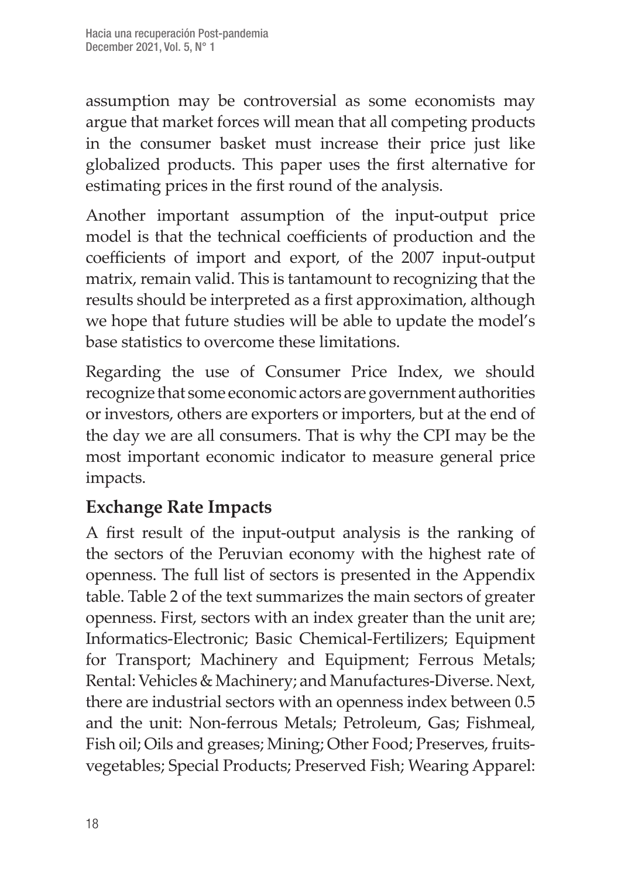assumption may be controversial as some economists may argue that market forces will mean that all competing products in the consumer basket must increase their price just like globalized products. This paper uses the first alternative for estimating prices in the first round of the analysis.

Another important assumption of the input-output price model is that the technical coefficients of production and the coefficients of import and export, of the 2007 input-output matrix, remain valid. This is tantamount to recognizing that the results should be interpreted as a first approximation, although we hope that future studies will be able to update the model's base statistics to overcome these limitations.

Regarding the use of Consumer Price Index, we should recognize that some economic actors are government authorities or investors, others are exporters or importers, but at the end of the day we are all consumers. That is why the CPI may be the most important economic indicator to measure general price impacts.

## Exchange Rate Impacts

A first result of the input-output analysis is the ranking of the sectors of the Peruvian economy with the highest rate of openness. The full list of sectors is presented in the Appendix table. Table 2 of the text summarizes the main sectors of greater openness. First, sectors with an index greater than the unit are; Informatics-Electronic; Basic Chemical-Fertilizers; Equipment for Transport; Machinery and Equipment; Ferrous Metals; Rental: Vehicles & Machinery; and Manufactures-Diverse. Next, there are industrial sectors with an openness index between 0.5 and the unit: Non-ferrous Metals; Petroleum, Gas; Fishmeal, Fish oil; Oils and greases; Mining; Other Food; Preserves, fruits-vegetables; Special Products; Preserved Fish; Wearing Apparel: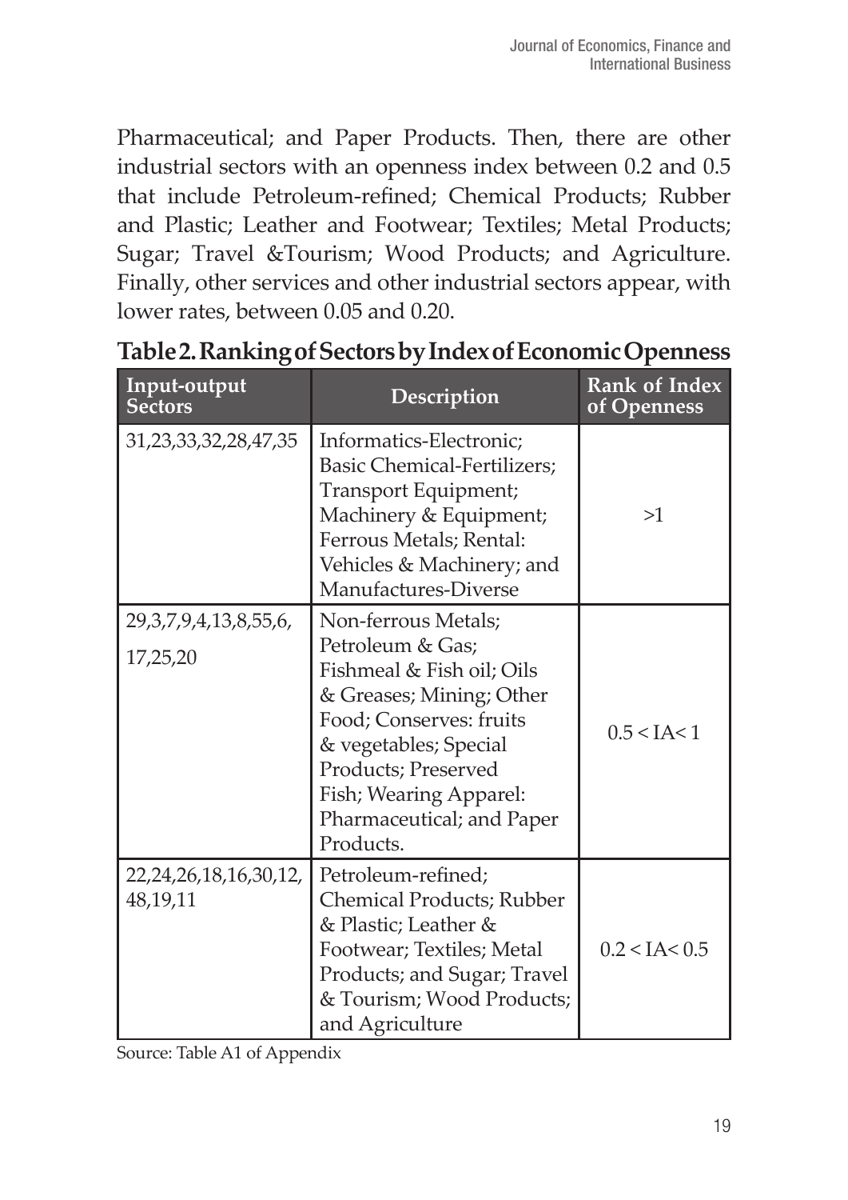Pharmaceutical; and Paper Products. Then, there are other industrial sectors with an openness index between 0.2 and 0.5 that include Petroleum-refined; Chemical Products; Rubber and Plastic; Leather and Footwear; Textiles; Metal Products; Sugar; Travel &Tourism; Wood Products; and Agriculture. Finally, other services and other industrial sectors appear, with lower rates, between 0.05 and 0.20.

**Table 2. Ranking of Sectors by Index of Economic Openness**

| Input-output Sectors | Description | Rank of Index of Openness |
|---|---|---|
| 31,23,33,32,28,47,35 | Informatics-Electronic; Basic Chemical-Fertilizers; Transport Equipment; Machinery & Equipment; Ferrous Metals; Rental: Vehicles & Machinery; and Manufactures-Diverse | >1 |
| 29,3,7,9,4,13,8,55,6, 17,25,20 | Non-ferrous Metals; Petroleum & Gas; Fishmeal & Fish oil; Oils & Greases; Mining; Other Food; Conserves: fruits & vegetables; Special Products; Preserved Fish; Wearing Apparel: Pharmaceutical; and Paper Products. | 0.5 < IA< 1 |
| 22,24,26,18,16,30,12, 48,19,11 | Petroleum-refined; Chemical Products; Rubber & Plastic; Leather & Footwear; Textiles; Metal Products; and Sugar; Travel & Tourism; Wood Products; and Agriculture | 0.2 < IA< 0.5 |

Source: Table A1 of Appendix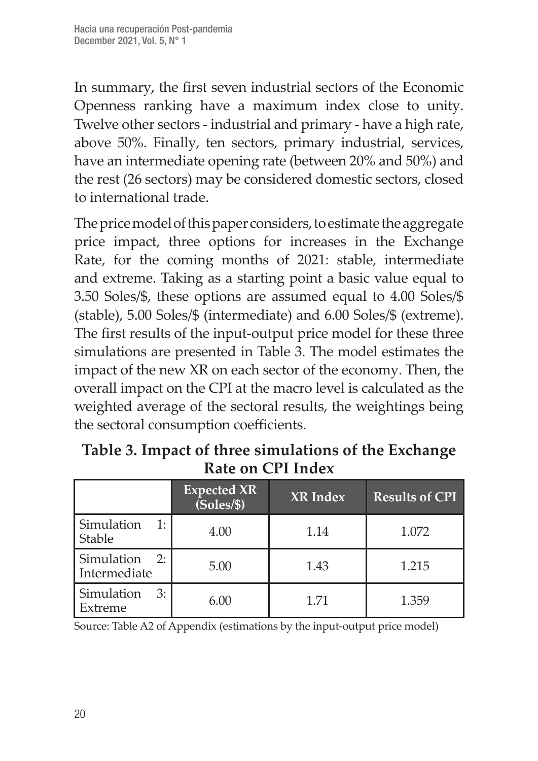In summary, the first seven industrial sectors of the Economic Openness ranking have a maximum index close to unity. Twelve other sectors - industrial and primary - have a high rate, above 50%. Finally, ten sectors, primary industrial, services, have an intermediate opening rate (between 20% and 50%) and the rest (26 sectors) may be considered domestic sectors, closed to international trade.

The price model of this paper considers, to estimate the aggregate price impact, three options for increases in the Exchange Rate, for the coming months of 2021: stable, intermediate and extreme. Taking as a starting point a basic value equal to 3.50 Soles/$, these options are assumed equal to 4.00 Soles/$ (stable), 5.00 Soles/$ (intermediate) and 6.00 Soles/$ (extreme). The first results of the input-output price model for these three simulations are presented in Table 3. The model estimates the impact of the new XR on each sector of the economy. Then, the overall impact on the CPI at the macro level is calculated as the weighted average of the sectoral results, the weightings being the sectoral consumption coefficients.

**Table 3. Impact of three simulations of the Exchange Rate on CPI Index**

| | Expected XR (Soles/$) | XR Index | Results of CPI |
|---|---|---|---|
| Simulation 1: Stable | 4.00 | 1.14 | 1.072 |
| Simulation 2: Intermediate | 5.00 | 1.43 | 1.215 |
| Simulation 3: Extreme | 6.00 | 1.71 | 1.359 |

Source: Table A2 of Appendix (estimations by the input-output price model)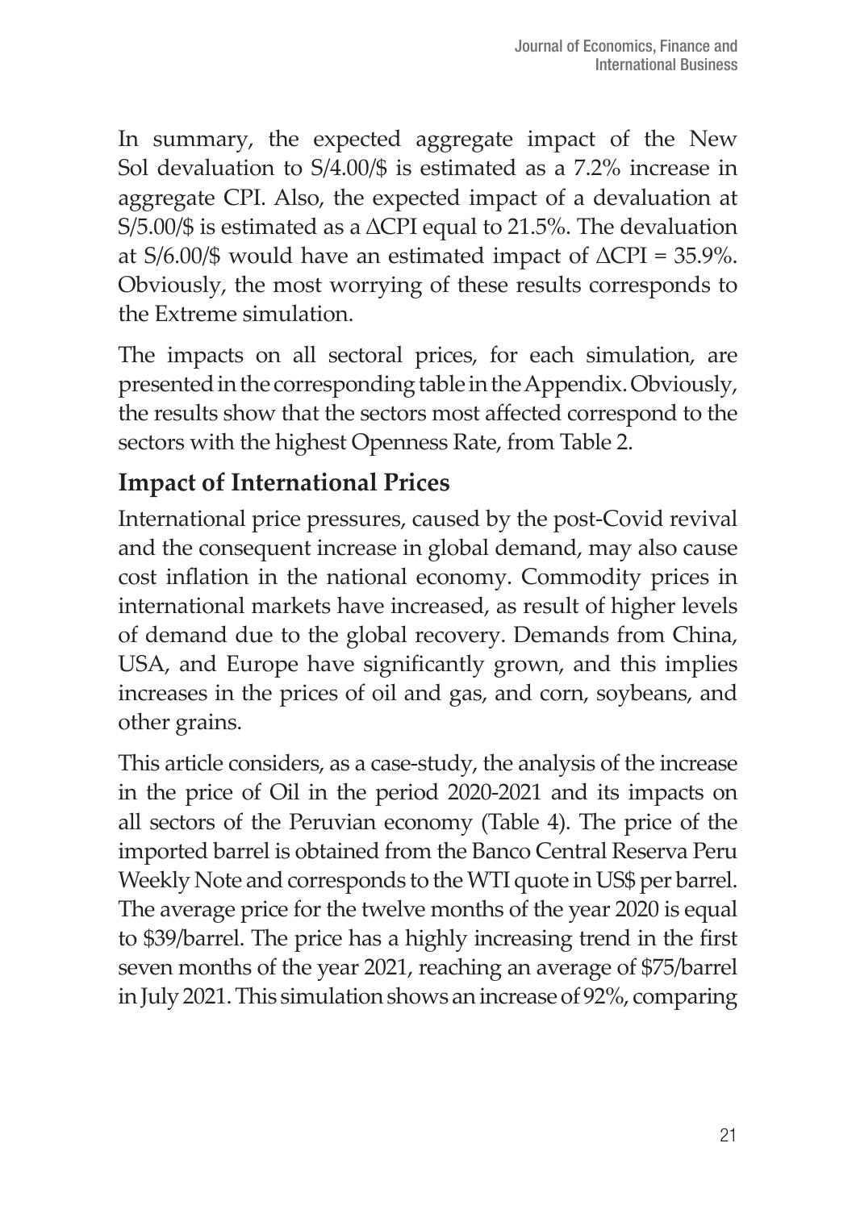In summary, the expected aggregate impact of the New Sol devaluation to S/4.00/$ is estimated as a 7.2% increase in aggregate CPI. Also, the expected impact of a devaluation at S/5.00/$ is estimated as a $\Delta$CPI equal to 21.5%. The devaluation at S/6.00/$ would have an estimated impact of $\Delta$CPI = 35.9%. Obviously, the most worrying of these results corresponds to the Extreme simulation.

The impacts on all sectoral prices, for each simulation, are presented in the corresponding table in the Appendix. Obviously, the results show that the sectors most affected correspond to the sectors with the highest Openness Rate, from Table 2.

## Impact of International Prices

International price pressures, caused by the post-Covid revival and the consequent increase in global demand, may also cause cost inflation in the national economy. Commodity prices in international markets have increased, as result of higher levels of demand due to the global recovery. Demands from China, USA, and Europe have significantly grown, and this implies increases in the prices of oil and gas, and corn, soybeans, and other grains.

This article considers, as a case-study, the analysis of the increase in the price of Oil in the period 2020-2021 and its impacts on all sectors of the Peruvian economy (Table 4). The price of the imported barrel is obtained from the Banco Central Reserva Peru Weekly Note and corresponds to the WTI quote in US$ per barrel. The average price for the twelve months of the year 2020 is equal to $39/barrel. The price has a highly increasing trend in the first seven months of the year 2021, reaching an average of $75/barrel in July 2021. This simulation shows an increase of 92%, comparing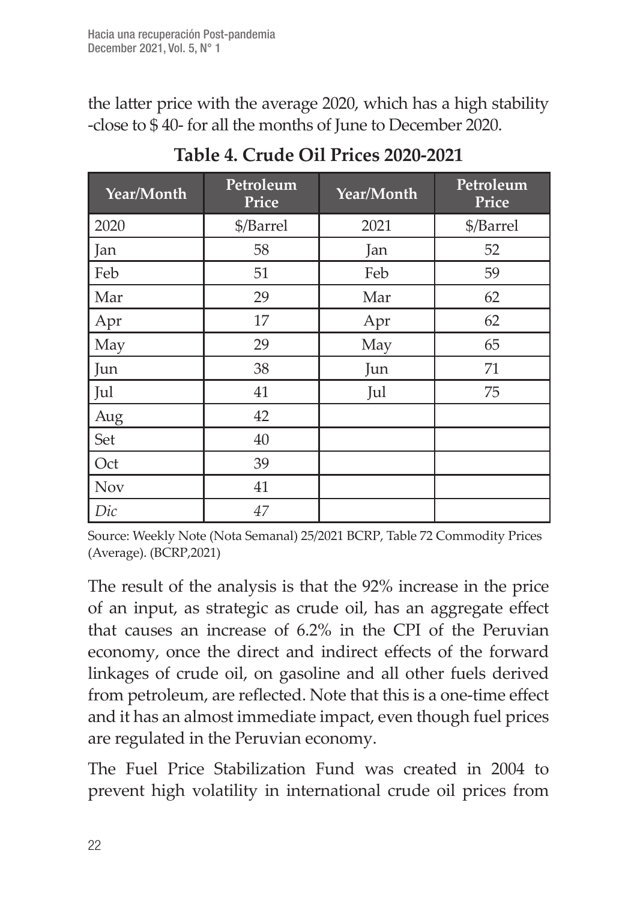the latter price with the average 2020, which has a high stability -close to $ 40- for all the months of June to December 2020.

**Table 4. Crude Oil Prices 2020-2021**

| Year/Month | Petroleum Price | Year/Month | Petroleum Price |
|---|---|---|---|
| 2020 | $/Barrel | 2021 | $/Barrel |
| Jan | 58 | Jan | 52 |
| Feb | 51 | Feb | 59 |
| Mar | 29 | Mar | 62 |
| Apr | 17 | Apr | 62 |
| May | 29 | May | 65 |
| Jun | 38 | Jun | 71 |
| Jul | 41 | Jul | 75 |
| Aug | 42 | | |
| Set | 40 | | |
| Oct | 39 | | |
| Nov | 41 | | |
| *Dic* | *47* | | |

Source: Weekly Note (Nota Semanal) 25/2021 BCRP, Table 72 Commodity Prices (Average). (BCRP,2021)

The result of the analysis is that the 92% increase in the price of an input, as strategic as crude oil, has an aggregate effect that causes an increase of 6.2% in the CPI of the Peruvian economy, once the direct and indirect effects of the forward linkages of crude oil, on gasoline and all other fuels derived from petroleum, are reflected. Note that this is a one-time effect and it has an almost immediate impact, even though fuel prices are regulated in the Peruvian economy.

The Fuel Price Stabilization Fund was created in 2004 to prevent high volatility in international crude oil prices from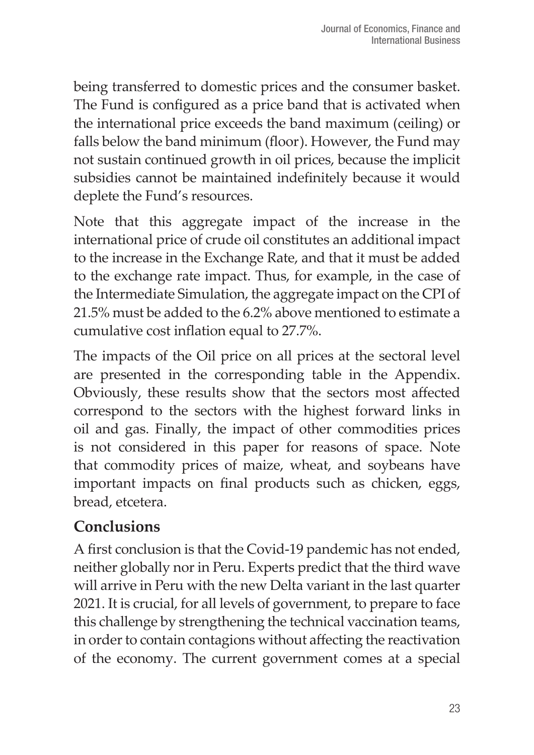being transferred to domestic prices and the consumer basket. The Fund is configured as a price band that is activated when the international price exceeds the band maximum (ceiling) or falls below the band minimum (floor). However, the Fund may not sustain continued growth in oil prices, because the implicit subsidies cannot be maintained indefinitely because it would deplete the Fund's resources.

Note that this aggregate impact of the increase in the international price of crude oil constitutes an additional impact to the increase in the Exchange Rate, and that it must be added to the exchange rate impact. Thus, for example, in the case of the Intermediate Simulation, the aggregate impact on the CPI of 21.5% must be added to the 6.2% above mentioned to estimate a cumulative cost inflation equal to 27.7%.

The impacts of the Oil price on all prices at the sectoral level are presented in the corresponding table in the Appendix. Obviously, these results show that the sectors most affected correspond to the sectors with the highest forward links in oil and gas. Finally, the impact of other commodities prices is not considered in this paper for reasons of space. Note that commodity prices of maize, wheat, and soybeans have important impacts on final products such as chicken, eggs, bread, etcetera.

## Conclusions

A first conclusion is that the Covid-19 pandemic has not ended, neither globally nor in Peru. Experts predict that the third wave will arrive in Peru with the new Delta variant in the last quarter 2021. It is crucial, for all levels of government, to prepare to face this challenge by strengthening the technical vaccination teams, in order to contain contagions without affecting the reactivation of the economy. The current government comes at a special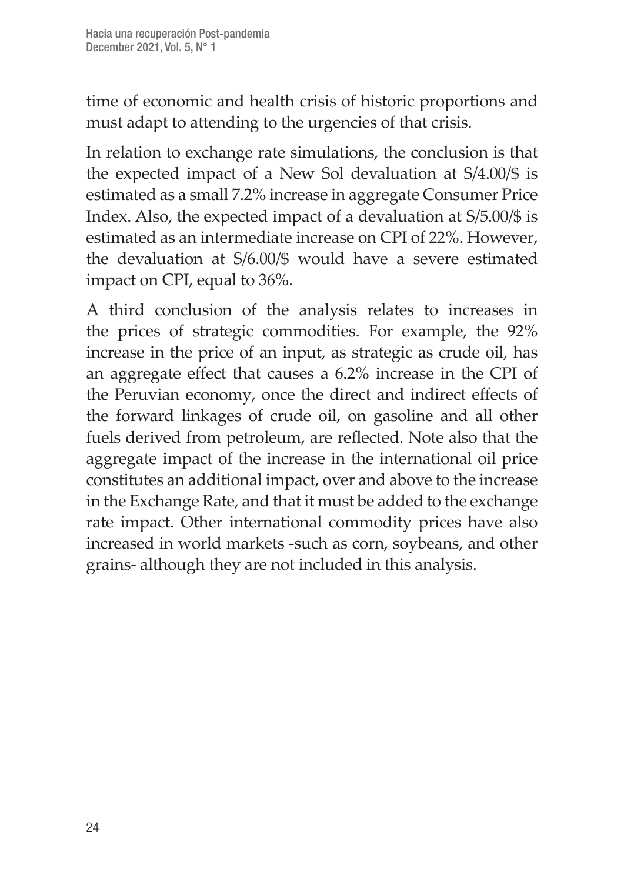time of economic and health crisis of historic proportions and must adapt to attending to the urgencies of that crisis.

In relation to exchange rate simulations, the conclusion is that the expected impact of a New Sol devaluation at S/4.00/$ is estimated as a small 7.2% increase in aggregate Consumer Price Index. Also, the expected impact of a devaluation at S/5.00/$ is estimated as an intermediate increase on CPI of 22%. However, the devaluation at S/6.00/$ would have a severe estimated impact on CPI, equal to 36%.

A third conclusion of the analysis relates to increases in the prices of strategic commodities. For example, the 92% increase in the price of an input, as strategic as crude oil, has an aggregate effect that causes a 6.2% increase in the CPI of the Peruvian economy, once the direct and indirect effects of the forward linkages of crude oil, on gasoline and all other fuels derived from petroleum, are reflected. Note also that the aggregate impact of the increase in the international oil price constitutes an additional impact, over and above to the increase in the Exchange Rate, and that it must be added to the exchange rate impact. Other international commodity prices have also increased in world markets -such as corn, soybeans, and other grains- although they are not included in this analysis.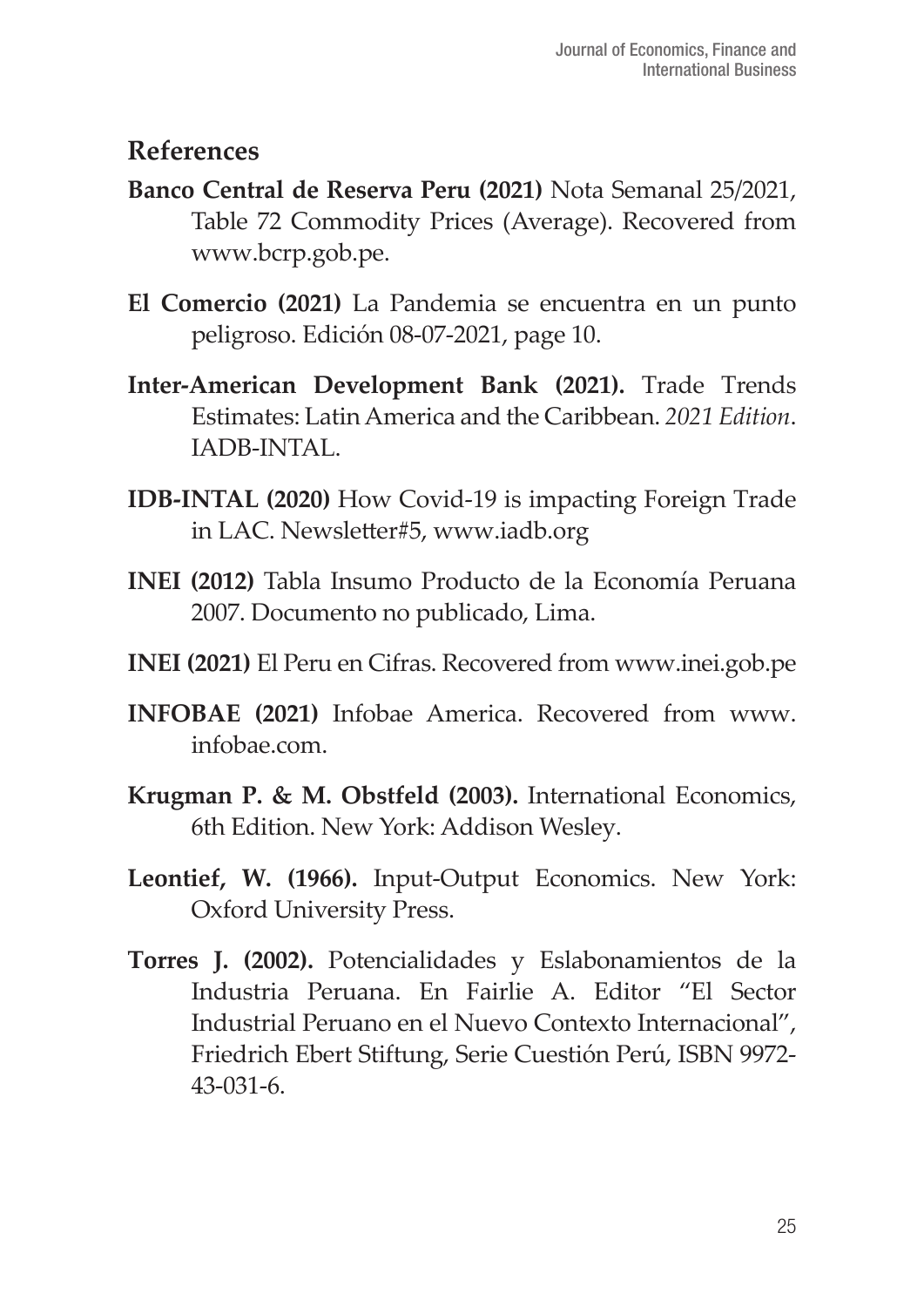## References

**Banco Central de Reserva Peru (2021)** Nota Semanal 25/2021, Table 72 Commodity Prices (Average). Recovered from www.bcrp.gob.pe.

**El Comercio (2021)** La Pandemia se encuentra en un punto peligroso. Edición 08-07-2021, page 10.

**Inter-American Development Bank (2021).** Trade Trends Estimates: Latin America and the Caribbean. *2021 Edition*. IADB-INTAL.

**IDB-INTAL (2020)** How Covid-19 is impacting Foreign Trade in LAC. Newsletter#5, www.iadb.org

**INEI (2012)** Tabla Insumo Producto de la Economía Peruana 2007. Documento no publicado, Lima.

**INEI (2021)** El Peru en Cifras. Recovered from www.inei.gob.pe

**INFOBAE (2021)** Infobae America. Recovered from www.infobae.com.

**Krugman P. & M. Obstfeld (2003).** International Economics, 6th Edition. New York: Addison Wesley.

**Leontief, W. (1966).** Input-Output Economics. New York: Oxford University Press.

**Torres J. (2002).** Potencialidades y Eslabonamientos de la Industria Peruana. En Fairlie A. Editor "El Sector Industrial Peruano en el Nuevo Contexto Internacional", Friedrich Ebert Stiftung, Serie Cuestión Perú, ISBN 9972-43-031-6.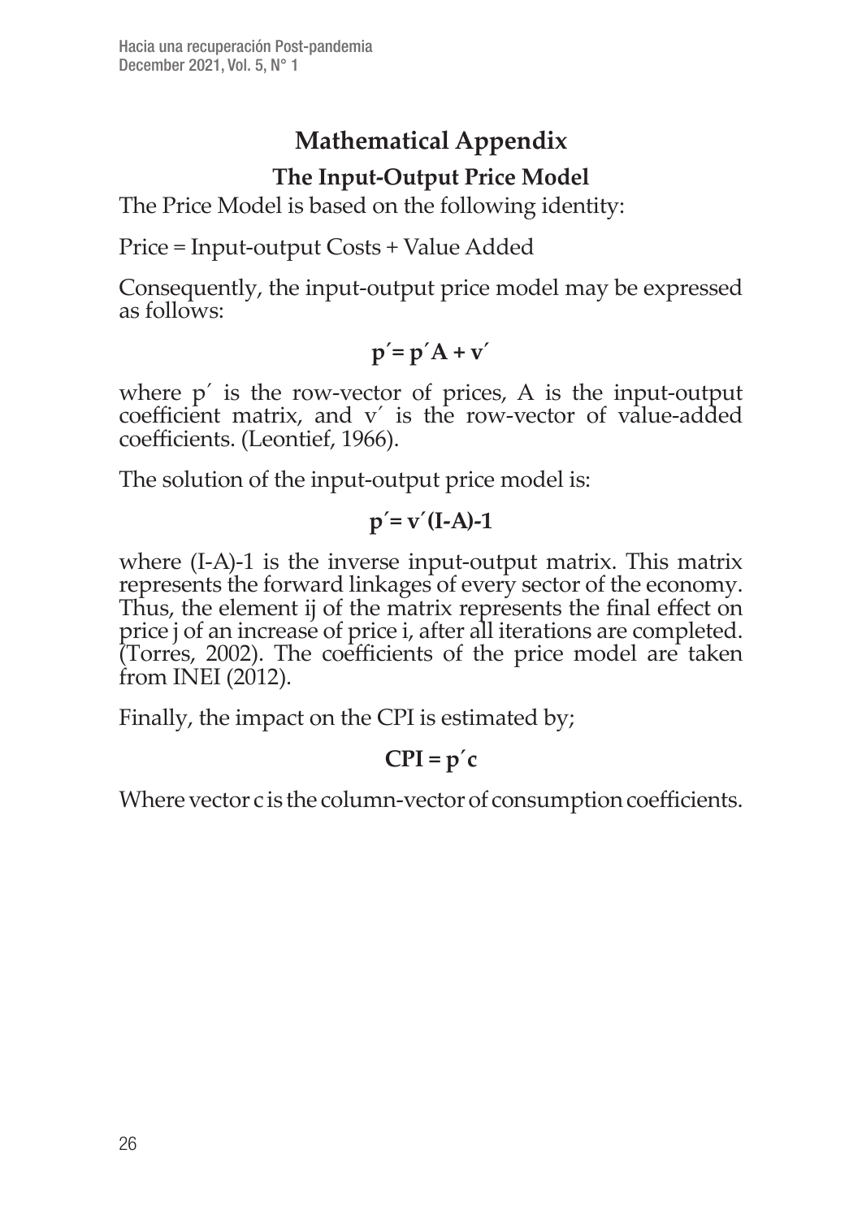# Mathematical Appendix

## The Input-Output Price Model

The Price Model is based on the following identity:

Price = Input-output Costs + Value Added

Consequently, the input-output price model may be expressed as follows:

$$\mathbf{p' = p'A + v'}$$

where p´ is the row-vector of prices, A is the input-output coefficient matrix, and v´ is the row-vector of value-added coefficients. (Leontief, 1966).

The solution of the input-output price model is:

$$\mathbf{p' = v'(I\text{-}A)\text{-}1}$$

where (I-A)-1 is the inverse input-output matrix. This matrix represents the forward linkages of every sector of the economy. Thus, the element ij of the matrix represents the final effect on price j of an increase of price i, after all iterations are completed. (Torres, 2002). The coefficients of the price model are taken from INEI (2012).

Finally, the impact on the CPI is estimated by;

$$\mathbf{CPI = p'c}$$

Where vector c is the column-vector of consumption coefficients.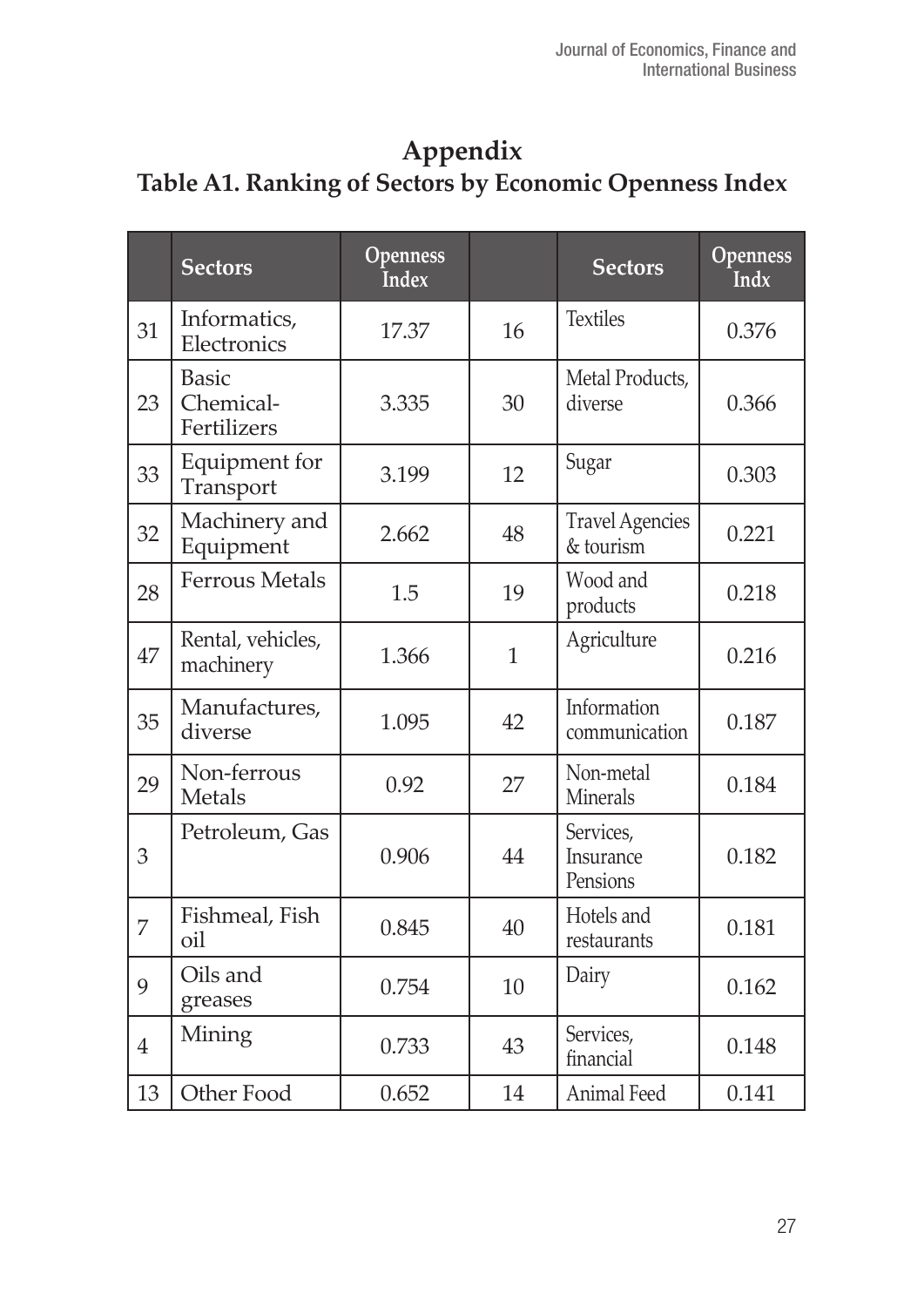## Appendix

### Table A1. Ranking of Sectors by Economic Openness Index

| | Sectors | Openness Index | | Sectors | Openness Indx |
|---|---|---|---|---|---|
| 31 | Informatics, Electronics | 17.37 | 16 | Textiles | 0.376 |
| 23 | Basic Chemical-Fertilizers | 3.335 | 30 | Metal Products, diverse | 0.366 |
| 33 | Equipment for Transport | 3.199 | 12 | Sugar | 0.303 |
| 32 | Machinery and Equipment | 2.662 | 48 | Travel Agencies & tourism | 0.221 |
| 28 | Ferrous Metals | 1.5 | 19 | Wood and products | 0.218 |
| 47 | Rental, vehicles, machinery | 1.366 | 1 | Agriculture | 0.216 |
| 35 | Manufactures, diverse | 1.095 | 42 | Information communication | 0.187 |
| 29 | Non-ferrous Metals | 0.92 | 27 | Non-metal Minerals | 0.184 |
| 3 | Petroleum, Gas | 0.906 | 44 | Services, Insurance Pensions | 0.182 |
| 7 | Fishmeal, Fish oil | 0.845 | 40 | Hotels and restaurants | 0.181 |
| 9 | Oils and greases | 0.754 | 10 | Dairy | 0.162 |
| 4 | Mining | 0.733 | 43 | Services, financial | 0.148 |
| 13 | Other Food | 0.652 | 14 | Animal Feed | 0.141 |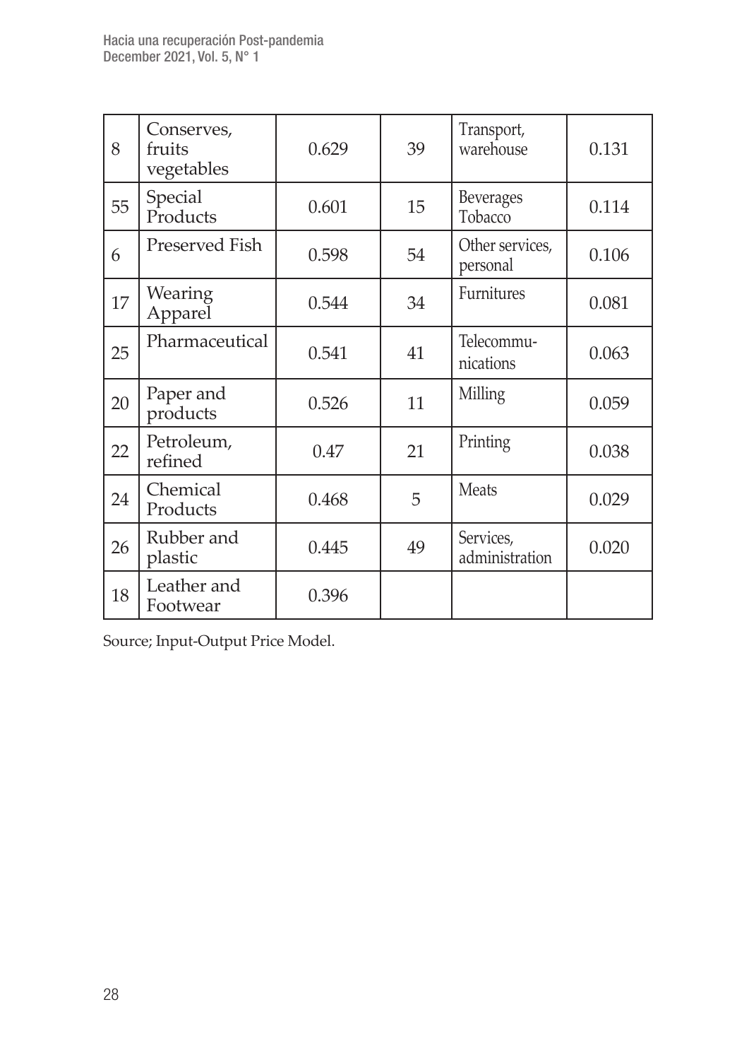| | | | | | |
|---|---|---|---|---|---|
| 8 | Conserves, fruits vegetables | 0.629 | 39 | Transport, warehouse | 0.131 |
| 55 | Special Products | 0.601 | 15 | Beverages Tobacco | 0.114 |
| 6 | Preserved Fish | 0.598 | 54 | Other services, personal | 0.106 |
| 17 | Wearing Apparel | 0.544 | 34 | Furnitures | 0.081 |
| 25 | Pharmaceutical | 0.541 | 41 | Telecommu-nications | 0.063 |
| 20 | Paper and products | 0.526 | 11 | Milling | 0.059 |
| 22 | Petroleum, refined | 0.47 | 21 | Printing | 0.038 |
| 24 | Chemical Products | 0.468 | 5 | Meats | 0.029 |
| 26 | Rubber and plastic | 0.445 | 49 | Services, administration | 0.020 |
| 18 | Leather and Footwear | 0.396 | | | |

Source; Input-Output Price Model.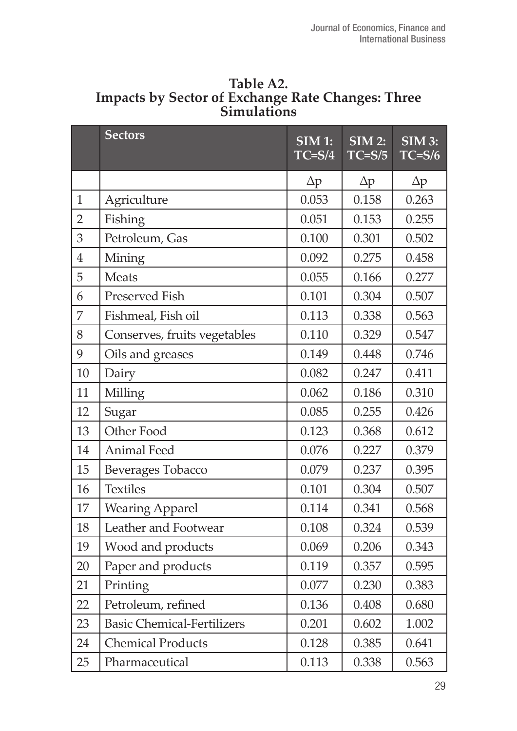**Table A2.**
**Impacts by Sector of Exchange Rate Changes: Three Simulations**

| | Sectors | SIM 1: TC=S/4 | SIM 2: TC=S/5 | SIM 3: TC=S/6 |
|---|---|---|---|---|
| | | $\Delta p$ | $\Delta p$ | $\Delta p$ |
| 1 | Agriculture | 0.053 | 0.158 | 0.263 |
| 2 | Fishing | 0.051 | 0.153 | 0.255 |
| 3 | Petroleum, Gas | 0.100 | 0.301 | 0.502 |
| 4 | Mining | 0.092 | 0.275 | 0.458 |
| 5 | Meats | 0.055 | 0.166 | 0.277 |
| 6 | Preserved Fish | 0.101 | 0.304 | 0.507 |
| 7 | Fishmeal, Fish oil | 0.113 | 0.338 | 0.563 |
| 8 | Conserves, fruits vegetables | 0.110 | 0.329 | 0.547 |
| 9 | Oils and greases | 0.149 | 0.448 | 0.746 |
| 10 | Dairy | 0.082 | 0.247 | 0.411 |
| 11 | Milling | 0.062 | 0.186 | 0.310 |
| 12 | Sugar | 0.085 | 0.255 | 0.426 |
| 13 | Other Food | 0.123 | 0.368 | 0.612 |
| 14 | Animal Feed | 0.076 | 0.227 | 0.379 |
| 15 | Beverages Tobacco | 0.079 | 0.237 | 0.395 |
| 16 | Textiles | 0.101 | 0.304 | 0.507 |
| 17 | Wearing Apparel | 0.114 | 0.341 | 0.568 |
| 18 | Leather and Footwear | 0.108 | 0.324 | 0.539 |
| 19 | Wood and products | 0.069 | 0.206 | 0.343 |
| 20 | Paper and products | 0.119 | 0.357 | 0.595 |
| 21 | Printing | 0.077 | 0.230 | 0.383 |
| 22 | Petroleum, refined | 0.136 | 0.408 | 0.680 |
| 23 | Basic Chemical-Fertilizers | 0.201 | 0.602 | 1.002 |
| 24 | Chemical Products | 0.128 | 0.385 | 0.641 |
| 25 | Pharmaceutical | 0.113 | 0.338 | 0.563 |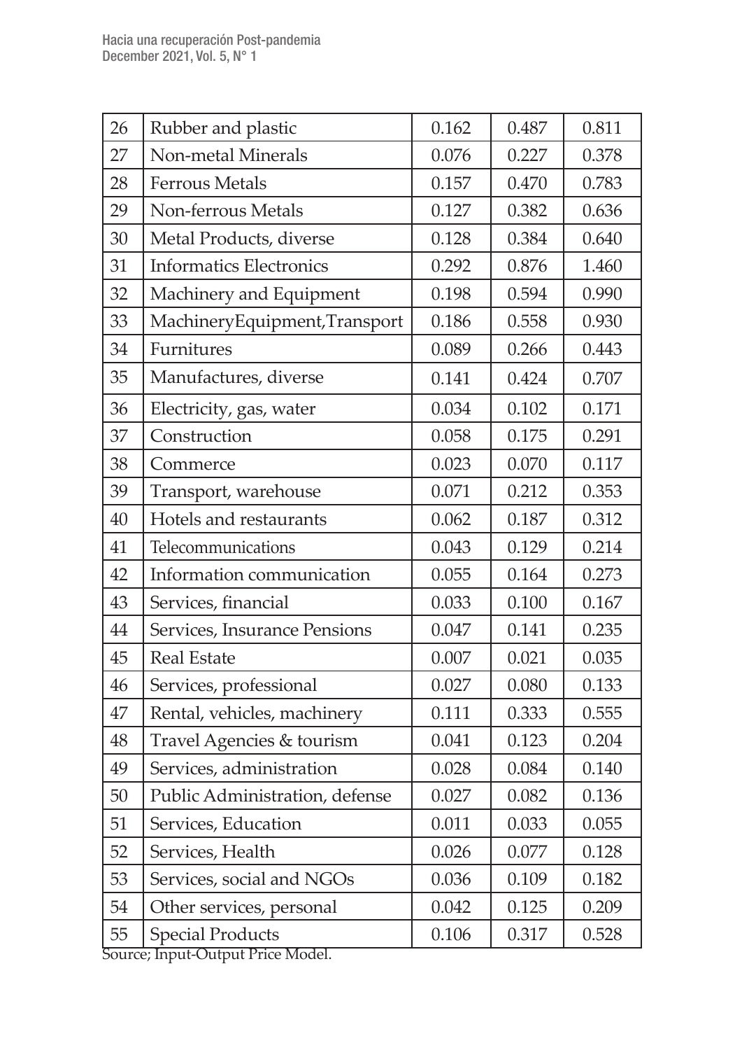| 26 | Rubber and plastic | 0.162 | 0.487 | 0.811 |
|---|---|---|---|---|
| 27 | Non-metal Minerals | 0.076 | 0.227 | 0.378 |
| 28 | Ferrous Metals | 0.157 | 0.470 | 0.783 |
| 29 | Non-ferrous Metals | 0.127 | 0.382 | 0.636 |
| 30 | Metal Products, diverse | 0.128 | 0.384 | 0.640 |
| 31 | Informatics Electronics | 0.292 | 0.876 | 1.460 |
| 32 | Machinery and Equipment | 0.198 | 0.594 | 0.990 |
| 33 | MachineryEquipment,Transport | 0.186 | 0.558 | 0.930 |
| 34 | Furnitures | 0.089 | 0.266 | 0.443 |
| 35 | Manufactures, diverse | 0.141 | 0.424 | 0.707 |
| 36 | Electricity, gas, water | 0.034 | 0.102 | 0.171 |
| 37 | Construction | 0.058 | 0.175 | 0.291 |
| 38 | Commerce | 0.023 | 0.070 | 0.117 |
| 39 | Transport, warehouse | 0.071 | 0.212 | 0.353 |
| 40 | Hotels and restaurants | 0.062 | 0.187 | 0.312 |
| 41 | Telecommunications | 0.043 | 0.129 | 0.214 |
| 42 | Information communication | 0.055 | 0.164 | 0.273 |
| 43 | Services, financial | 0.033 | 0.100 | 0.167 |
| 44 | Services, Insurance Pensions | 0.047 | 0.141 | 0.235 |
| 45 | Real Estate | 0.007 | 0.021 | 0.035 |
| 46 | Services, professional | 0.027 | 0.080 | 0.133 |
| 47 | Rental, vehicles, machinery | 0.111 | 0.333 | 0.555 |
| 48 | Travel Agencies & tourism | 0.041 | 0.123 | 0.204 |
| 49 | Services, administration | 0.028 | 0.084 | 0.140 |
| 50 | Public Administration, defense | 0.027 | 0.082 | 0.136 |
| 51 | Services, Education | 0.011 | 0.033 | 0.055 |
| 52 | Services, Health | 0.026 | 0.077 | 0.128 |
| 53 | Services, social and NGOs | 0.036 | 0.109 | 0.182 |
| 54 | Other services, personal | 0.042 | 0.125 | 0.209 |
| 55 | Special Products | 0.106 | 0.317 | 0.528 |

Source; Input-Output Price Model.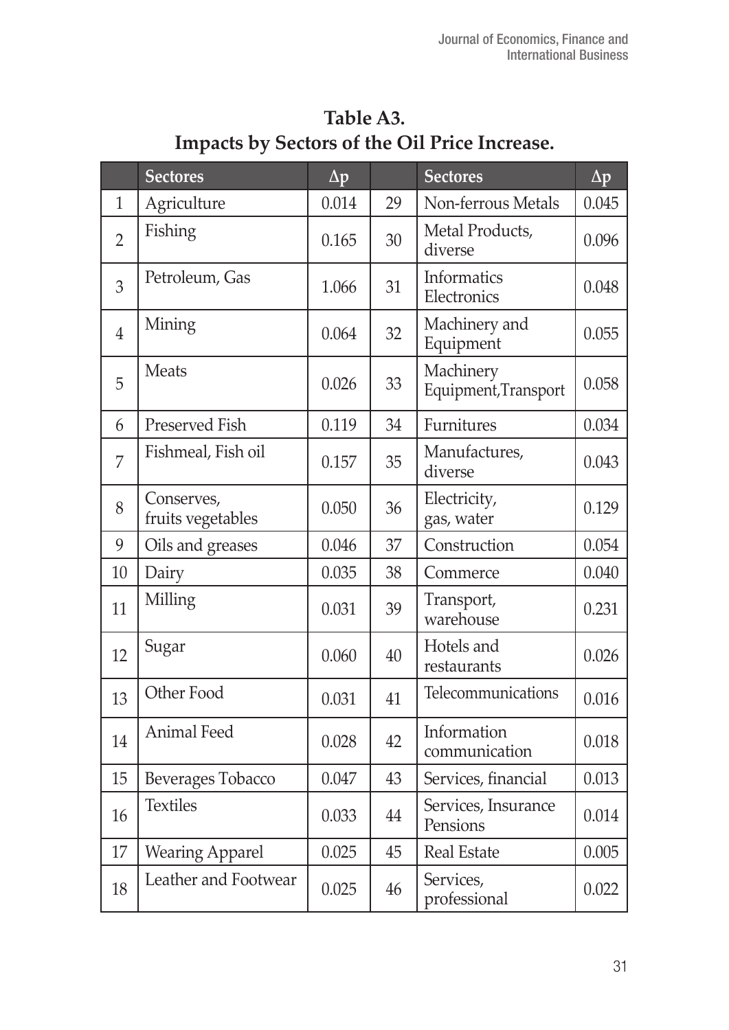**Table A3.**
**Impacts by Sectors of the Oil Price Increase.**

| | Sectores | $\Delta p$ | | Sectores | $\Delta p$ |
|---|---|---|---|---|---|
| 1 | Agriculture | 0.014 | 29 | Non-ferrous Metals | 0.045 |
| 2 | Fishing | 0.165 | 30 | Metal Products, diverse | 0.096 |
| 3 | Petroleum, Gas | 1.066 | 31 | Informatics Electronics | 0.048 |
| 4 | Mining | 0.064 | 32 | Machinery and Equipment | 0.055 |
| 5 | Meats | 0.026 | 33 | Machinery Equipment,Transport | 0.058 |
| 6 | Preserved Fish | 0.119 | 34 | Furnitures | 0.034 |
| 7 | Fishmeal, Fish oil | 0.157 | 35 | Manufactures, diverse | 0.043 |
| 8 | Conserves, fruits vegetables | 0.050 | 36 | Electricity, gas, water | 0.129 |
| 9 | Oils and greases | 0.046 | 37 | Construction | 0.054 |
| 10 | Dairy | 0.035 | 38 | Commerce | 0.040 |
| 11 | Milling | 0.031 | 39 | Transport, warehouse | 0.231 |
| 12 | Sugar | 0.060 | 40 | Hotels and restaurants | 0.026 |
| 13 | Other Food | 0.031 | 41 | Telecommunications | 0.016 |
| 14 | Animal Feed | 0.028 | 42 | Information communication | 0.018 |
| 15 | Beverages Tobacco | 0.047 | 43 | Services, financial | 0.013 |
| 16 | Textiles | 0.033 | 44 | Services, Insurance Pensions | 0.014 |
| 17 | Wearing Apparel | 0.025 | 45 | Real Estate | 0.005 |
| 18 | Leather and Footwear | 0.025 | 46 | Services, professional | 0.022 |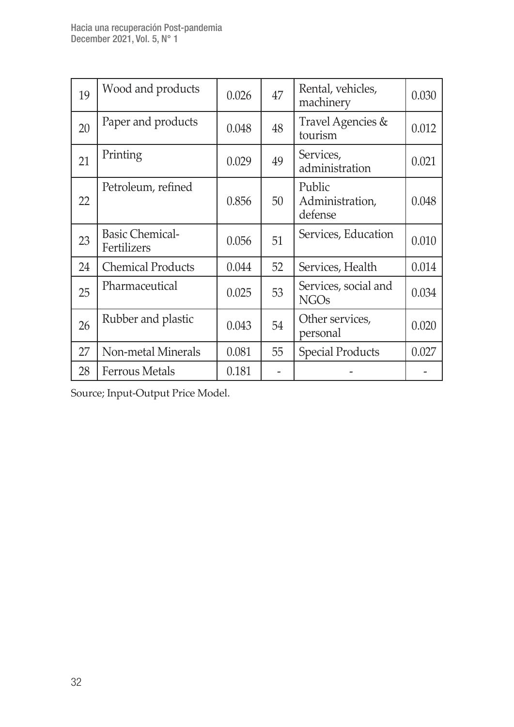| 19 | Wood and products | 0.026 | 47 | Rental, vehicles, machinery | 0.030 |
|---|---|---|---|---|---|
| 20 | Paper and products | 0.048 | 48 | Travel Agencies & tourism | 0.012 |
| 21 | Printing | 0.029 | 49 | Services, administration | 0.021 |
| 22 | Petroleum, refined | 0.856 | 50 | Public Administration, defense | 0.048 |
| 23 | Basic Chemical-Fertilizers | 0.056 | 51 | Services, Education | 0.010 |
| 24 | Chemical Products | 0.044 | 52 | Services, Health | 0.014 |
| 25 | Pharmaceutical | 0.025 | 53 | Services, social and NGOs | 0.034 |
| 26 | Rubber and plastic | 0.043 | 54 | Other services, personal | 0.020 |
| 27 | Non-metal Minerals | 0.081 | 55 | Special Products | 0.027 |
| 28 | Ferrous Metals | 0.181 | - | - | - |

Source; Input-Output Price Model.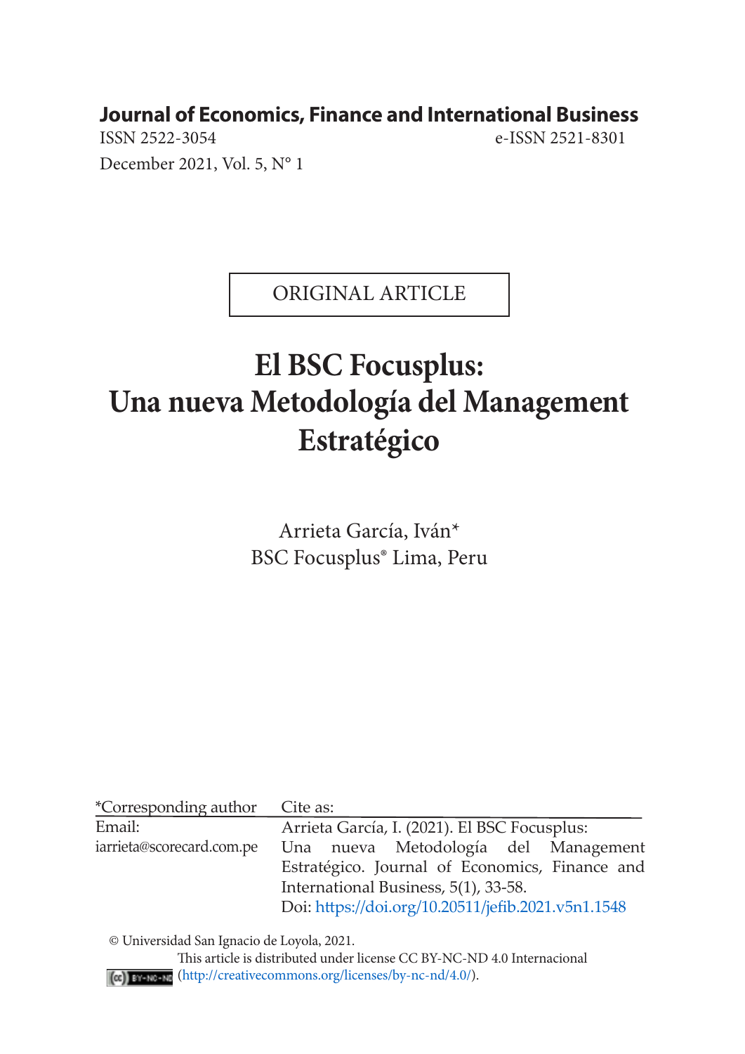**Journal of Economics, Finance and International Business**

ISSN 2522-3054 e-ISSN 2521-8301

December 2021, Vol. 5, N° 1

ORIGINAL ARTICLE

# El BSC Focusplus: Una nueva Metodología del Management Estratégico

Arrieta García, Iván*

BSC Focusplus® Lima, Peru

*Corresponding author

Email: iarrieta@scorecard.com.pe

Cite as:

Arrieta García, I. (2021). El BSC Focusplus: Una nueva Metodología del Management Estratégico. Journal of Economics, Finance and International Business, 5(1), 33-58.

Doi: https://doi.org/10.20511/jefib.2021.v5n1.1548

© Universidad San Ignacio de Loyola, 2021.

This article is distributed under license CC BY-NC-ND 4.0 Internacional (http://creativecommons.org/licenses/by-nc-nd/4.0/).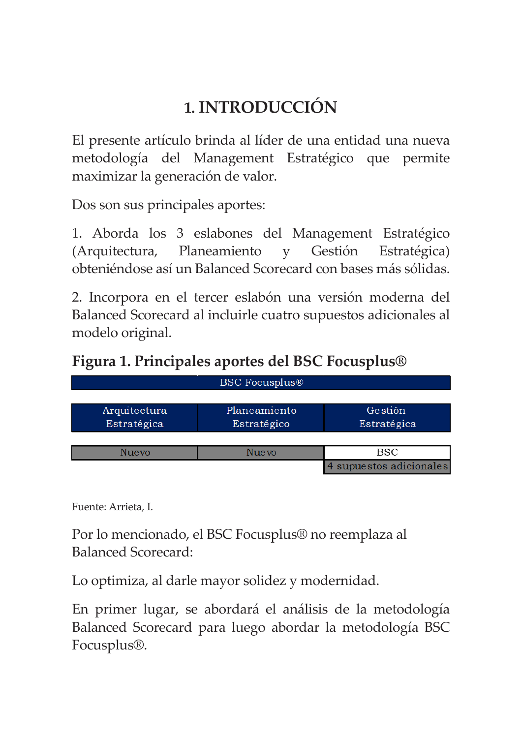# 1. INTRODUCCIÓN

El presente artículo brinda al líder de una entidad una nueva metodología del Management Estratégico que permite maximizar la generación de valor.

Dos son sus principales aportes:

1. Aborda los 3 eslabones del Management Estratégico (Arquitectura, Planeamiento y Gestión Estratégica) obteniéndose así un Balanced Scorecard con bases más sólidas.

2. Incorpora en el tercer eslabón una versión moderna del Balanced Scorecard al incluirle cuatro supuestos adicionales al modelo original.

**Figura 1. Principales aportes del BSC Focusplus®**

| BSC Focusplus® | | |
|---|---|---|
| Arquitectura Estratégica | Planeamiento Estratégico | Gestión Estratégica |
| Nuevo | Nuevo | BSC |
| | | 4 supuestos adicionales |

Fuente: Arrieta, I.

Por lo mencionado, el BSC Focusplus® no reemplaza al Balanced Scorecard:

Lo optimiza, al darle mayor solidez y modernidad.

En primer lugar, se abordará el análisis de la metodología Balanced Scorecard para luego abordar la metodología BSC Focusplus®.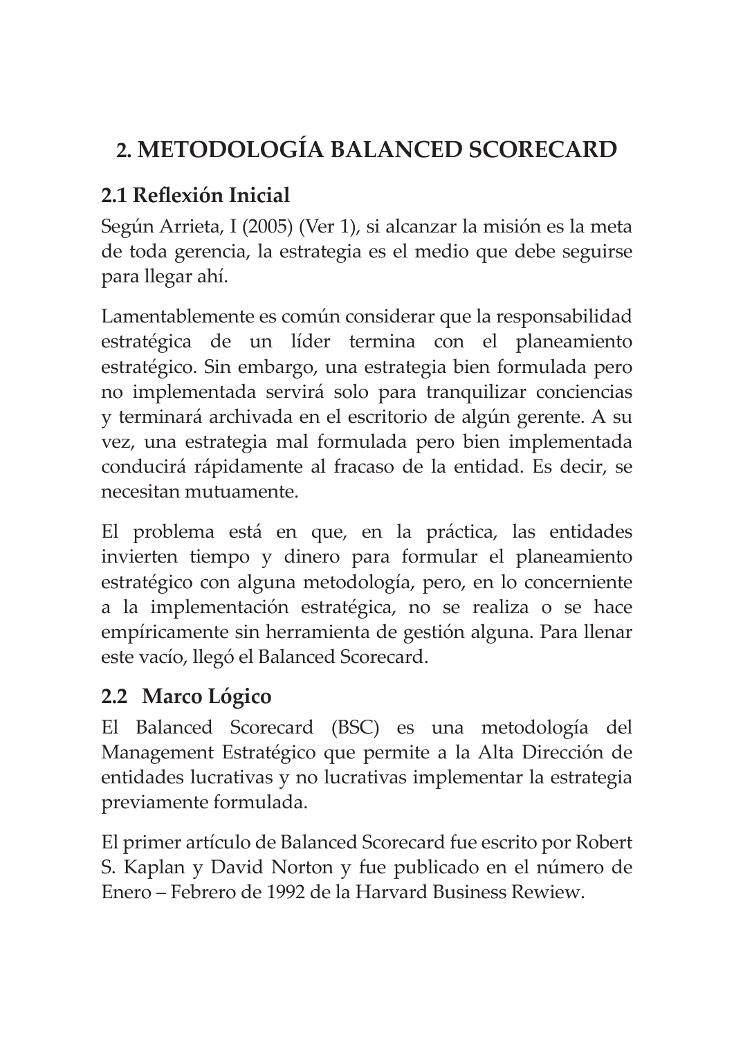# 2. METODOLOGÍA BALANCED SCORECARD

## 2.1 Reflexión Inicial

Según Arrieta, I (2005) (Ver 1), si alcanzar la misión es la meta de toda gerencia, la estrategia es el medio que debe seguirse para llegar ahí.

Lamentablemente es común considerar que la responsabilidad estratégica de un líder termina con el planeamiento estratégico. Sin embargo, una estrategia bien formulada pero no implementada servirá solo para tranquilizar conciencias y terminará archivada en el escritorio de algún gerente. A su vez, una estrategia mal formulada pero bien implementada conducirá rápidamente al fracaso de la entidad. Es decir, se necesitan mutuamente.

El problema está en que, en la práctica, las entidades invierten tiempo y dinero para formular el planeamiento estratégico con alguna metodología, pero, en lo concerniente a la implementación estratégica, no se realiza o se hace empíricamente sin herramienta de gestión alguna. Para llenar este vacío, llegó el Balanced Scorecard.

## 2.2 Marco Lógico

El Balanced Scorecard (BSC) es una metodología del Management Estratégico que permite a la Alta Dirección de entidades lucrativas y no lucrativas implementar la estrategia previamente formulada.

El primer artículo de Balanced Scorecard fue escrito por Robert S. Kaplan y David Norton y fue publicado en el número de Enero – Febrero de 1992 de la Harvard Business Rewiew.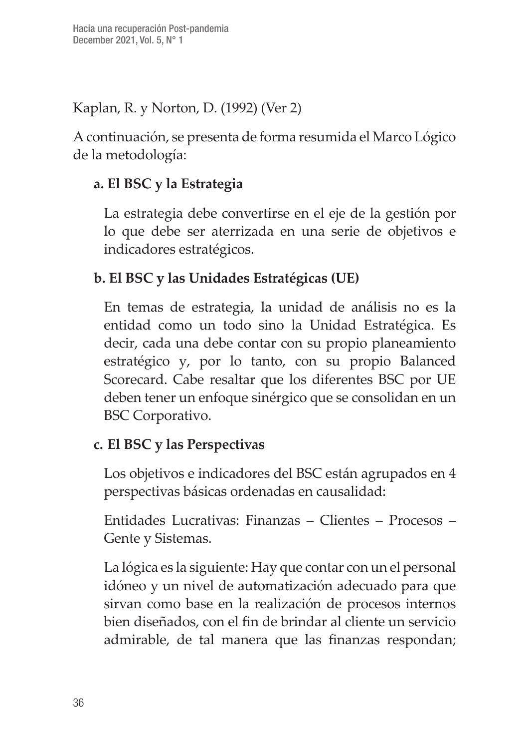Kaplan, R. y Norton, D. (1992) (Ver 2)

A continuación, se presenta de forma resumida el Marco Lógico de la metodología:

**a. El BSC y la Estrategia**

La estrategia debe convertirse en el eje de la gestión por lo que debe ser aterrizada en una serie de objetivos e indicadores estratégicos.

**b. El BSC y las Unidades Estratégicas (UE)**

En temas de estrategia, la unidad de análisis no es la entidad como un todo sino la Unidad Estratégica. Es decir, cada una debe contar con su propio planeamiento estratégico y, por lo tanto, con su propio Balanced Scorecard. Cabe resaltar que los diferentes BSC por UE deben tener un enfoque sinérgico que se consolidan en un BSC Corporativo.

**c. El BSC y las Perspectivas**

Los objetivos e indicadores del BSC están agrupados en 4 perspectivas básicas ordenadas en causalidad:

Entidades Lucrativas: Finanzas – Clientes – Procesos – Gente y Sistemas.

La lógica es la siguiente: Hay que contar con un el personal idóneo y un nivel de automatización adecuado para que sirvan como base en la realización de procesos internos bien diseñados, con el fin de brindar al cliente un servicio admirable, de tal manera que las finanzas respondan;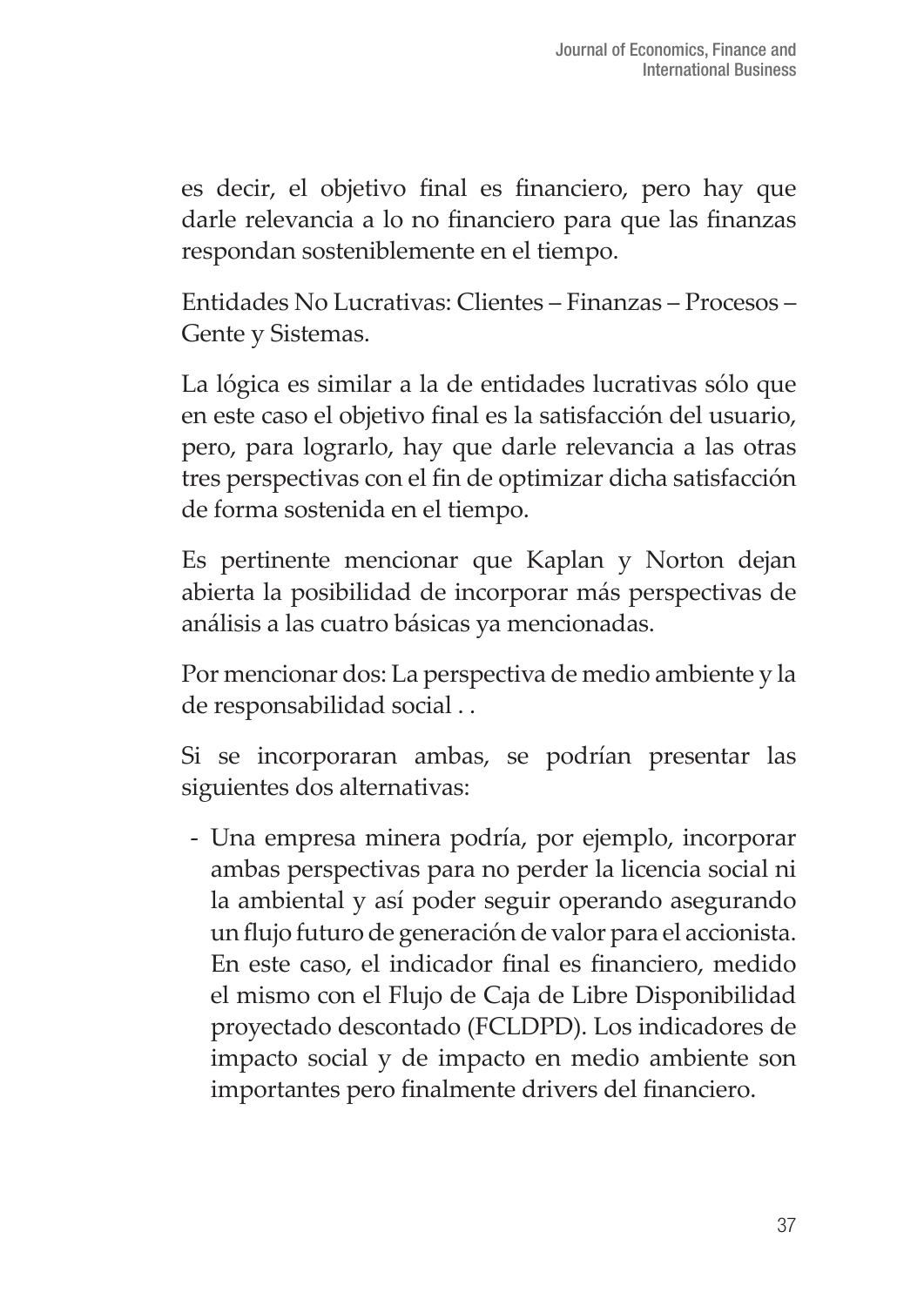es decir, el objetivo final es financiero, pero hay que darle relevancia a lo no financiero para que las finanzas respondan sosteniblemente en el tiempo.

Entidades No Lucrativas: Clientes – Finanzas – Procesos – Gente y Sistemas.

La lógica es similar a la de entidades lucrativas sólo que en este caso el objetivo final es la satisfacción del usuario, pero, para lograrlo, hay que darle relevancia a las otras tres perspectivas con el fin de optimizar dicha satisfacción de forma sostenida en el tiempo.

Es pertinente mencionar que Kaplan y Norton dejan abierta la posibilidad de incorporar más perspectivas de análisis a las cuatro básicas ya mencionadas.

Por mencionar dos: La perspectiva de medio ambiente y la de responsabilidad social . .

Si se incorporaran ambas, se podrían presentar las siguientes dos alternativas:

- Una empresa minera podría, por ejemplo, incorporar ambas perspectivas para no perder la licencia social ni la ambiental y así poder seguir operando asegurando un flujo futuro de generación de valor para el accionista. En este caso, el indicador final es financiero, medido el mismo con el Flujo de Caja de Libre Disponibilidad proyectado descontado (FCLDPD). Los indicadores de impacto social y de impacto en medio ambiente son importantes pero finalmente drivers del financiero.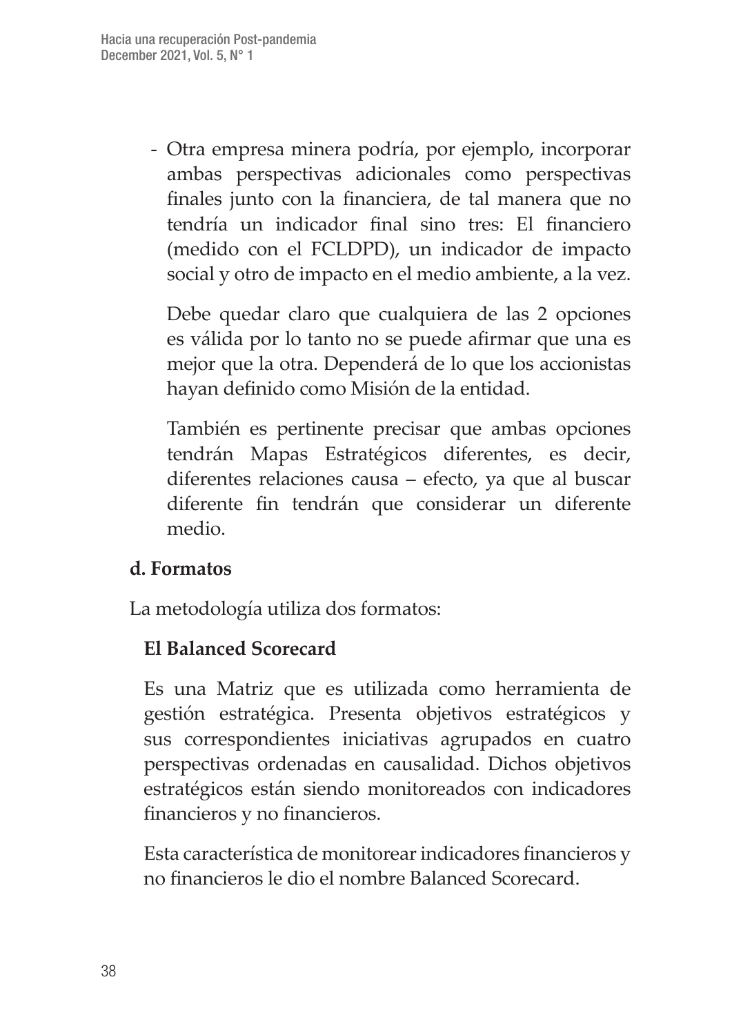- Otra empresa minera podría, por ejemplo, incorporar ambas perspectivas adicionales como perspectivas finales junto con la financiera, de tal manera que no tendría un indicador final sino tres: El financiero (medido con el FCLDPD), un indicador de impacto social y otro de impacto en el medio ambiente, a la vez.

  Debe quedar claro que cualquiera de las 2 opciones es válida por lo tanto no se puede afirmar que una es mejor que la otra. Dependerá de lo que los accionistas hayan definido como Misión de la entidad.

  También es pertinente precisar que ambas opciones tendrán Mapas Estratégicos diferentes, es decir, diferentes relaciones causa – efecto, ya que al buscar diferente fin tendrán que considerar un diferente medio.

**d. Formatos**

La metodología utiliza dos formatos:

**El Balanced Scorecard**

Es una Matriz que es utilizada como herramienta de gestión estratégica. Presenta objetivos estratégicos y sus correspondientes iniciativas agrupados en cuatro perspectivas ordenadas en causalidad. Dichos objetivos estratégicos están siendo monitoreados con indicadores financieros y no financieros.

Esta característica de monitorear indicadores financieros y no financieros le dio el nombre Balanced Scorecard.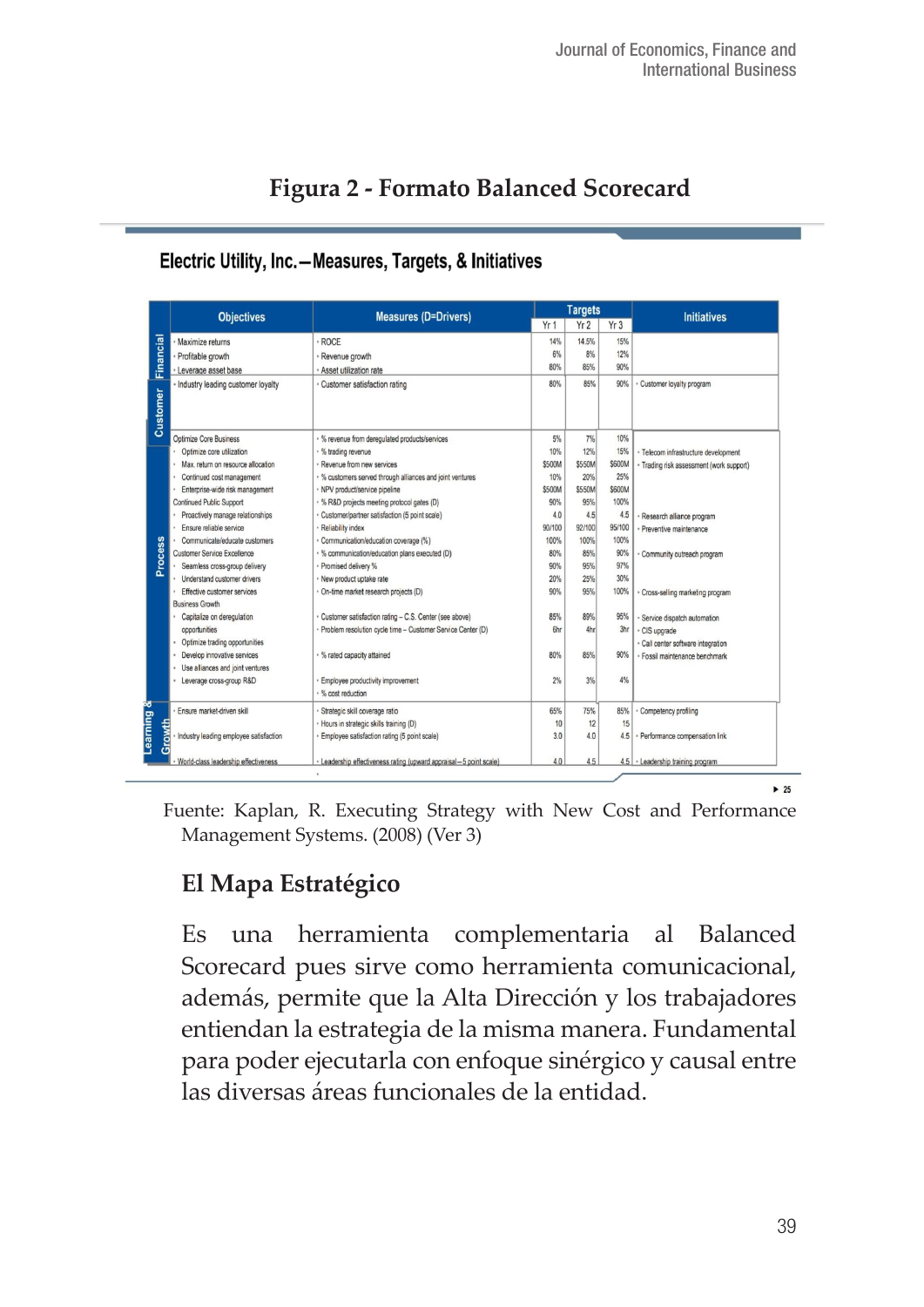## Figura 2 - Formato Balanced Scorecard

**Electric Utility, Inc.—Measures, Targets, & Initiatives**

| | Objectives | Measures (D=Drivers) | Targets Yr 1 | Yr 2 | Yr 3 | Initiatives |
|---|---|---|---|---|---|---|
| Financial | Maximize returns | ROCE | 14% | 14.5% | 15% | |
| | Profitable growth | Revenue growth | 6% | 8% | 12% | |
| | Leverage asset base | Asset utilization rate | 80% | 85% | 90% | |
| Customer | Industry leading customer loyalty | Customer satisfaction rating | 80% | 85% | 90% | Customer loyalty program |
| Process | Optimize Core Business | % revenue from deregulated products/services | 5% | 7% | 10% | |
| | Optimize core utilization | % trading revenue | 10% | 12% | 15% | Telecom infrastructure development |
| | Max. return on resource allocation | Revenue from new services | $500M | $550M | $600M | Trading risk assessment (work support) |
| | Continued cost management | % customers served through alliances and joint ventures | 10% | 20% | 25% | |
| | Enterprise-wide risk management | NPV product/service pipeline | $500M | $550M | $600M | |
| | Continued Public Support | % R&D projects meeting protocol gates (D) | 90% | 95% | 100% | |
| | Proactively manage relationships | Customer/partner satisfaction (5 point scale) | 4.0 | 4.5 | 4.5 | Research alliance program |
| | Ensure reliable service | Reliability index | 90/100 | 92/100 | 95/100 | Preventive maintenance |
| | Communicate/educate customers | Communication/education coverage (%) | 100% | 100% | 100% | |
| | Customer Service Excellence | % communication/education plans executed (D) | 80% | 85% | 90% | Community outreach program |
| | Seamless cross-group delivery | Promised delivery % | 90% | 95% | 97% | |
| | Understand customer drivers | New product uptake rate | 20% | 25% | 30% | |
| | Effective customer services | On-time market research projects (D) | 90% | 95% | 100% | Cross-selling marketing program |
| | Business Growth | | | | | |
| | Capitalize on deregulation opportunities | Customer satisfaction rating – C.S. Center (see above) | 85% | 89% | 95% | Service dispatch automation |
| | | Problem resolution cycle time – Customer Service Center (D) | 6hr | 4hr | 3hr | CIS upgrade |
| | Optimize trading opportunities | | | | | Call center software integration |
| | Develop innovative services | % rated capacity attained | 80% | 85% | 90% | Fossil maintenance benchmark |
| | Use alliances and joint ventures | | | | | |
| | Leverage cross-group R&D | Employee productivity improvement | 2% | 3% | 4% | |
| | | % cost reduction | | | | |
| Learning & Growth | Ensure market-driven skill | Strategic skill coverage ratio | 65% | 75% | 85% | Competency profiling |
| | | Hours in strategic skills training (D) | 10 | 12 | 15 | |
| | Industry leading employee satisfaction | Employee satisfaction rating (5 point scale) | 3.0 | 4.0 | 4.5 | Performance compensation link |
| | World-class leadership effectiveness | Leadership effectiveness rating (upward appraisal—5 point scale) | 4.0 | 4.5 | 4.5 | Leadership training program |

Fuente: Kaplan, R. Executing Strategy with New Cost and Performance Management Systems. (2008) (Ver 3)

## El Mapa Estratégico

Es una herramienta complementaria al Balanced Scorecard pues sirve como herramienta comunicacional, además, permite que la Alta Dirección y los trabajadores entiendan la estrategia de la misma manera. Fundamental para poder ejecutarla con enfoque sinérgico y causal entre las diversas áreas funcionales de la entidad.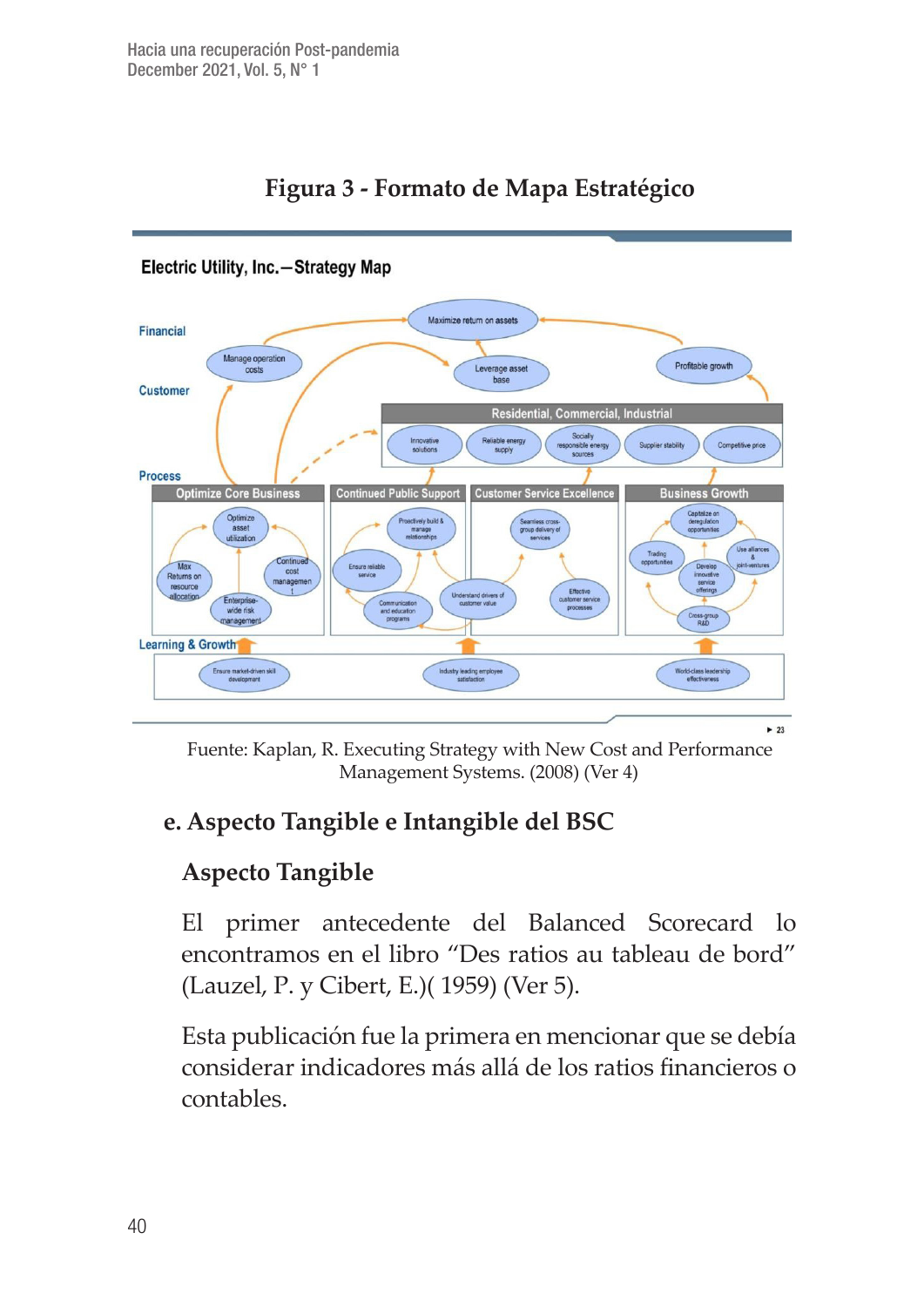**Figura 3 - Formato de Mapa Estratégico**

Fuente: Kaplan, R. Executing Strategy with New Cost and Performance Management Systems. (2008) (Ver 4)

## e. Aspecto Tangible e Intangible del BSC

### Aspecto Tangible

El primer antecedente del Balanced Scorecard lo encontramos en el libro “Des ratios au tableau de bord” (Lauzel, P. y Cibert, E.)( 1959) (Ver 5).

Esta publicación fue la primera en mencionar que se debía considerar indicadores más allá de los ratios financieros o contables.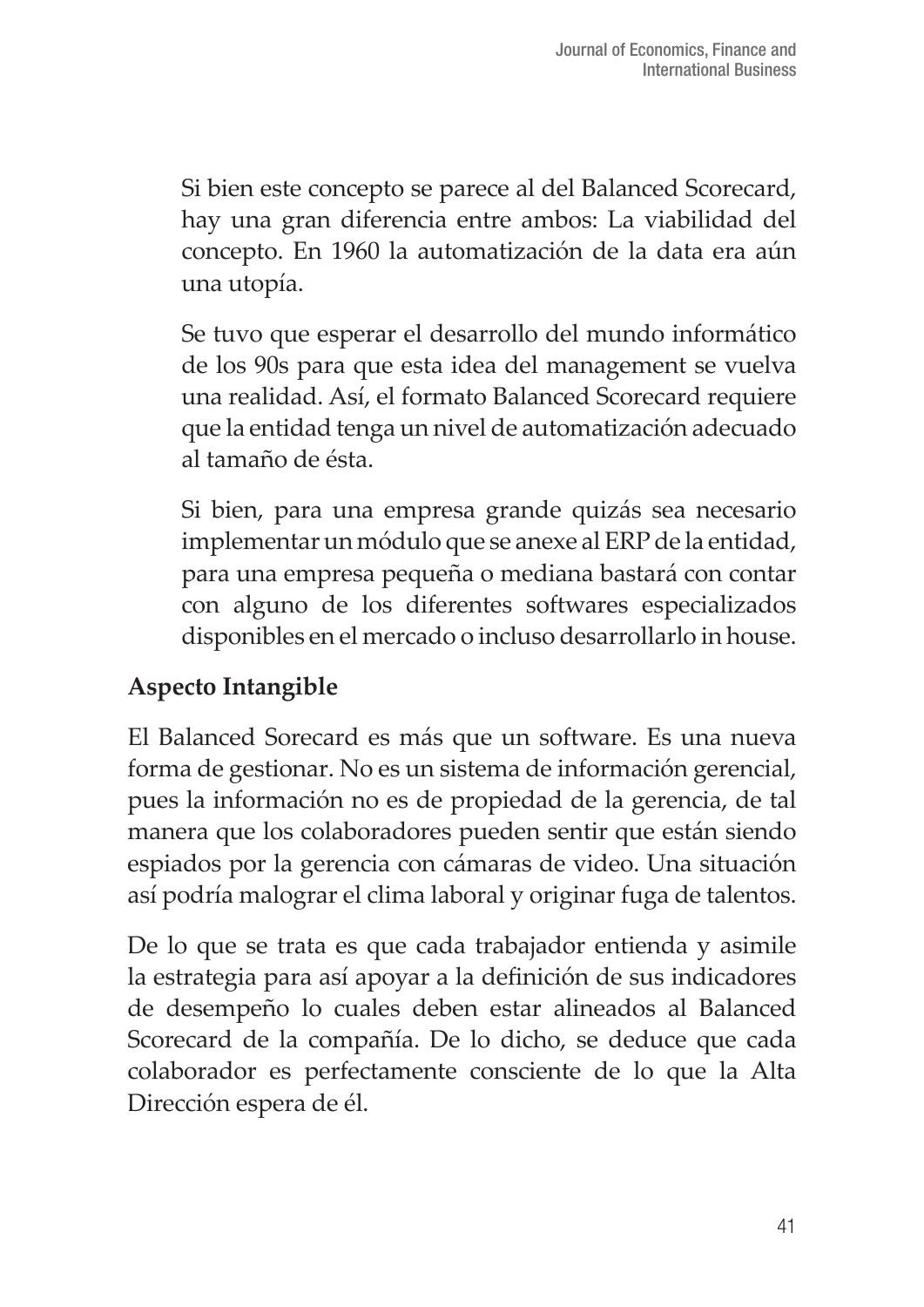Si bien este concepto se parece al del Balanced Scorecard, hay una gran diferencia entre ambos: La viabilidad del concepto. En 1960 la automatización de la data era aún una utopía.

Se tuvo que esperar el desarrollo del mundo informático de los 90s para que esta idea del management se vuelva una realidad. Así, el formato Balanced Scorecard requiere que la entidad tenga un nivel de automatización adecuado al tamaño de ésta.

Si bien, para una empresa grande quizás sea necesario implementar un módulo que se anexe al ERP de la entidad, para una empresa pequeña o mediana bastará con contar con alguno de los diferentes softwares especializados disponibles en el mercado o incluso desarrollarlo in house.

**Aspecto Intangible**

El Balanced Sorecard es más que un software. Es una nueva forma de gestionar. No es un sistema de información gerencial, pues la información no es de propiedad de la gerencia, de tal manera que los colaboradores pueden sentir que están siendo espiados por la gerencia con cámaras de video. Una situación así podría malograr el clima laboral y originar fuga de talentos.

De lo que se trata es que cada trabajador entienda y asimile la estrategia para así apoyar a la definición de sus indicadores de desempeño lo cuales deben estar alineados al Balanced Scorecard de la compañía. De lo dicho, se deduce que cada colaborador es perfectamente consciente de lo que la Alta Dirección espera de él.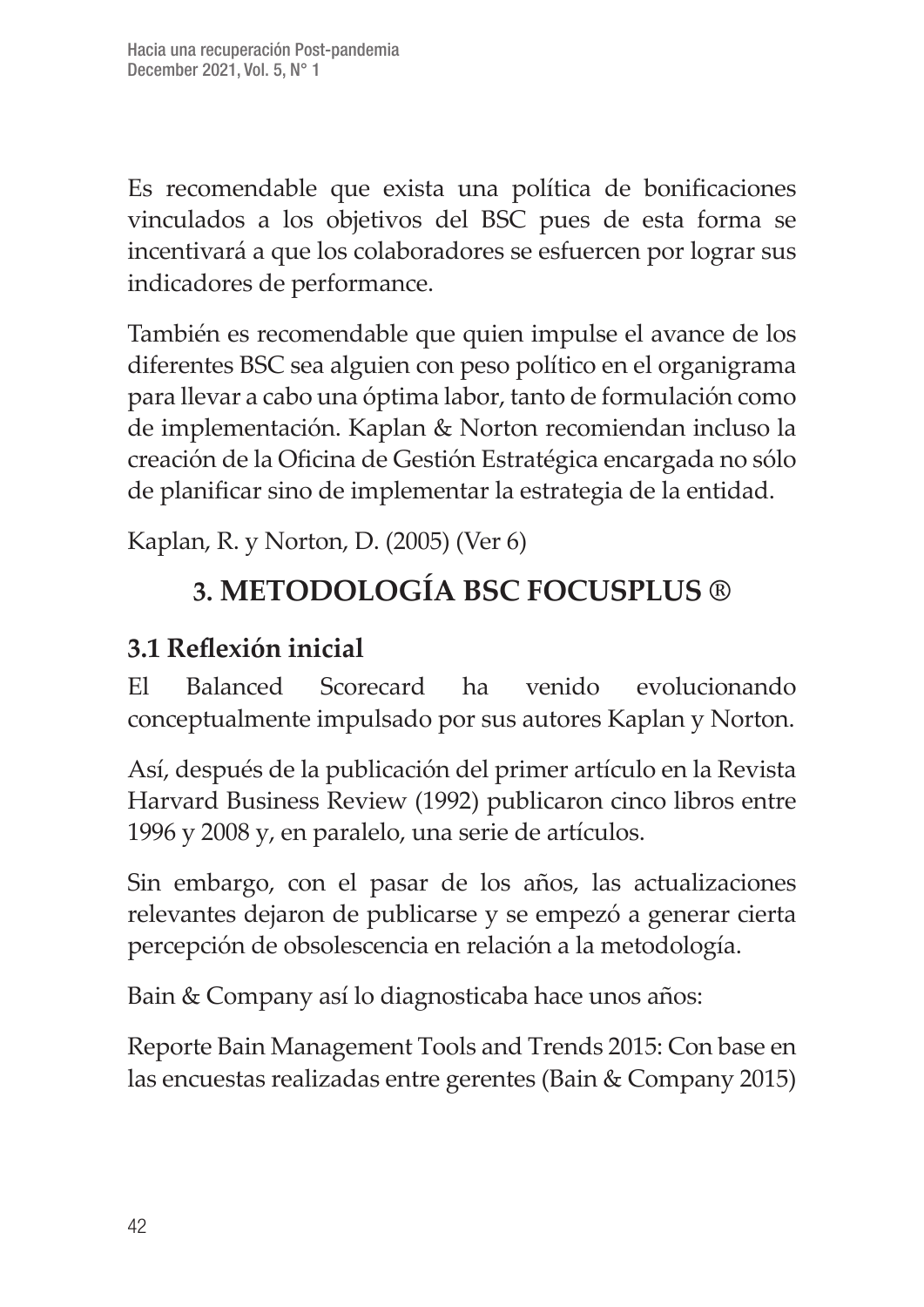Es recomendable que exista una política de bonificaciones vinculados a los objetivos del BSC pues de esta forma se incentivará a que los colaboradores se esfuercen por lograr sus indicadores de performance.

También es recomendable que quien impulse el avance de los diferentes BSC sea alguien con peso político en el organigrama para llevar a cabo una óptima labor, tanto de formulación como de implementación. Kaplan & Norton recomiendan incluso la creación de la Oficina de Gestión Estratégica encargada no sólo de planificar sino de implementar la estrategia de la entidad.

Kaplan, R. y Norton, D. (2005) (Ver 6)

# 3. METODOLOGÍA BSC FOCUSPLUS ®

## 3.1 Reflexión inicial

El Balanced Scorecard ha venido evolucionando conceptualmente impulsado por sus autores Kaplan y Norton.

Así, después de la publicación del primer artículo en la Revista Harvard Business Review (1992) publicaron cinco libros entre 1996 y 2008 y, en paralelo, una serie de artículos.

Sin embargo, con el pasar de los años, las actualizaciones relevantes dejaron de publicarse y se empezó a generar cierta percepción de obsolescencia en relación a la metodología.

Bain & Company así lo diagnosticaba hace unos años:

Reporte Bain Management Tools and Trends 2015: Con base en las encuestas realizadas entre gerentes (Bain & Company 2015)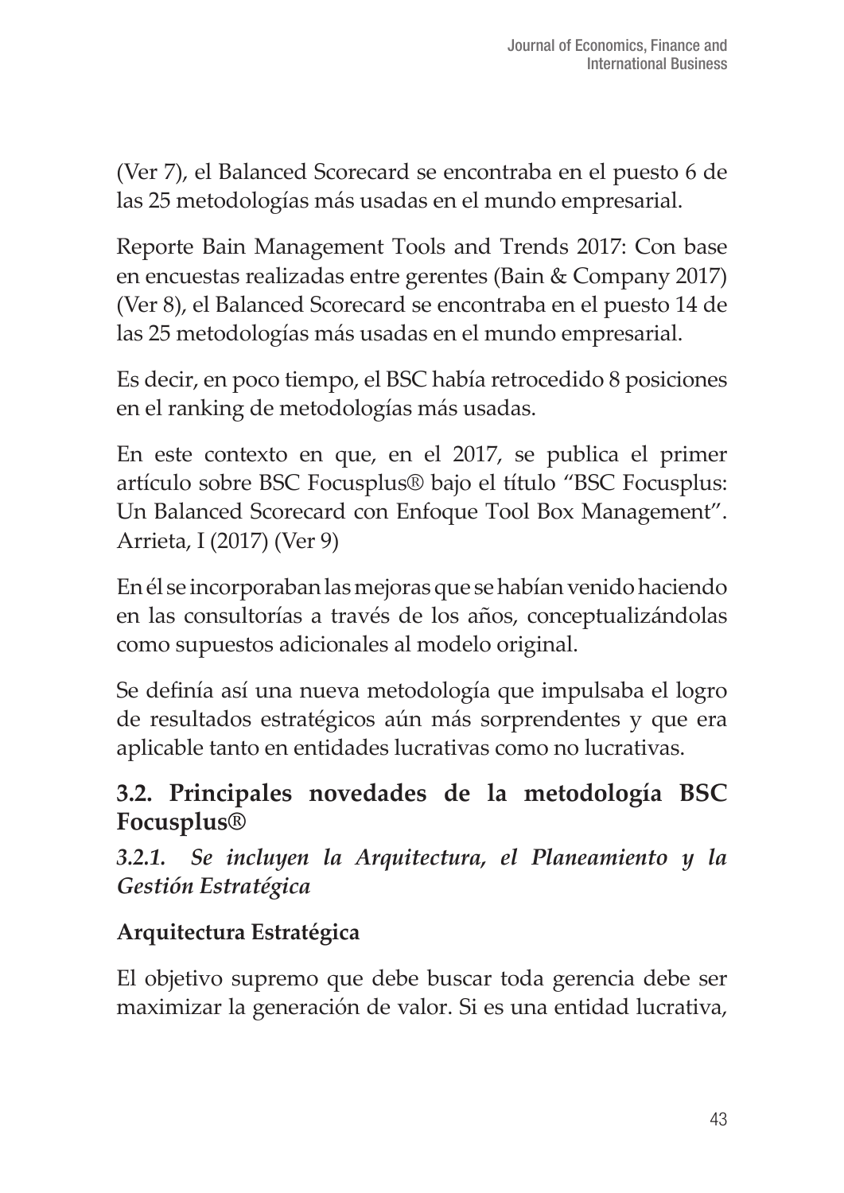(Ver 7), el Balanced Scorecard se encontraba en el puesto 6 de las 25 metodologías más usadas en el mundo empresarial.

Reporte Bain Management Tools and Trends 2017: Con base en encuestas realizadas entre gerentes (Bain & Company 2017) (Ver 8), el Balanced Scorecard se encontraba en el puesto 14 de las 25 metodologías más usadas en el mundo empresarial.

Es decir, en poco tiempo, el BSC había retrocedido 8 posiciones en el ranking de metodologías más usadas.

En este contexto en que, en el 2017, se publica el primer artículo sobre BSC Focusplus® bajo el título "BSC Focusplus: Un Balanced Scorecard con Enfoque Tool Box Management". Arrieta, I (2017) (Ver 9)

En él se incorporaban las mejoras que se habían venido haciendo en las consultorías a través de los años, conceptualizándolas como supuestos adicionales al modelo original.

Se definía así una nueva metodología que impulsaba el logro de resultados estratégicos aún más sorprendentes y que era aplicable tanto en entidades lucrativas como no lucrativas.

## 3.2. Principales novedades de la metodología BSC Focusplus®

### *3.2.1. Se incluyen la Arquitectura, el Planeamiento y la Gestión Estratégica*

**Arquitectura Estratégica**

El objetivo supremo que debe buscar toda gerencia debe ser maximizar la generación de valor. Si es una entidad lucrativa,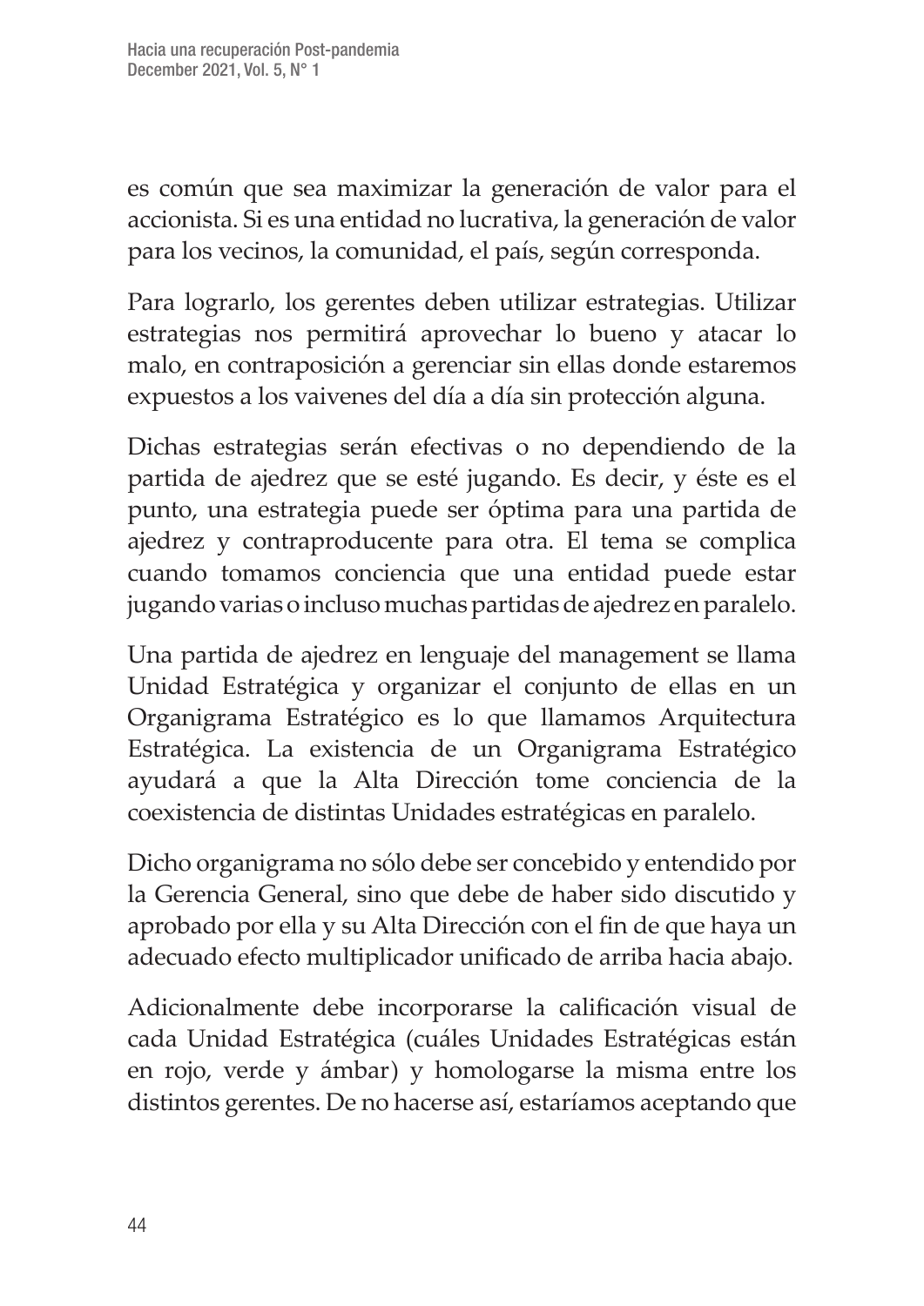es común que sea maximizar la generación de valor para el accionista. Si es una entidad no lucrativa, la generación de valor para los vecinos, la comunidad, el país, según corresponda.

Para lograrlo, los gerentes deben utilizar estrategias. Utilizar estrategias nos permitirá aprovechar lo bueno y atacar lo malo, en contraposición a gerenciar sin ellas donde estaremos expuestos a los vaivenes del día a día sin protección alguna.

Dichas estrategias serán efectivas o no dependiendo de la partida de ajedrez que se esté jugando. Es decir, y éste es el punto, una estrategia puede ser óptima para una partida de ajedrez y contraproducente para otra. El tema se complica cuando tomamos conciencia que una entidad puede estar jugando varias o incluso muchas partidas de ajedrez en paralelo.

Una partida de ajedrez en lenguaje del management se llama Unidad Estratégica y organizar el conjunto de ellas en un Organigrama Estratégico es lo que llamamos Arquitectura Estratégica. La existencia de un Organigrama Estratégico ayudará a que la Alta Dirección tome conciencia de la coexistencia de distintas Unidades estratégicas en paralelo.

Dicho organigrama no sólo debe ser concebido y entendido por la Gerencia General, sino que debe de haber sido discutido y aprobado por ella y su Alta Dirección con el fin de que haya un adecuado efecto multiplicador unificado de arriba hacia abajo.

Adicionalmente debe incorporarse la calificación visual de cada Unidad Estratégica (cuáles Unidades Estratégicas están en rojo, verde y ámbar) y homologarse la misma entre los distintos gerentes. De no hacerse así, estaríamos aceptando que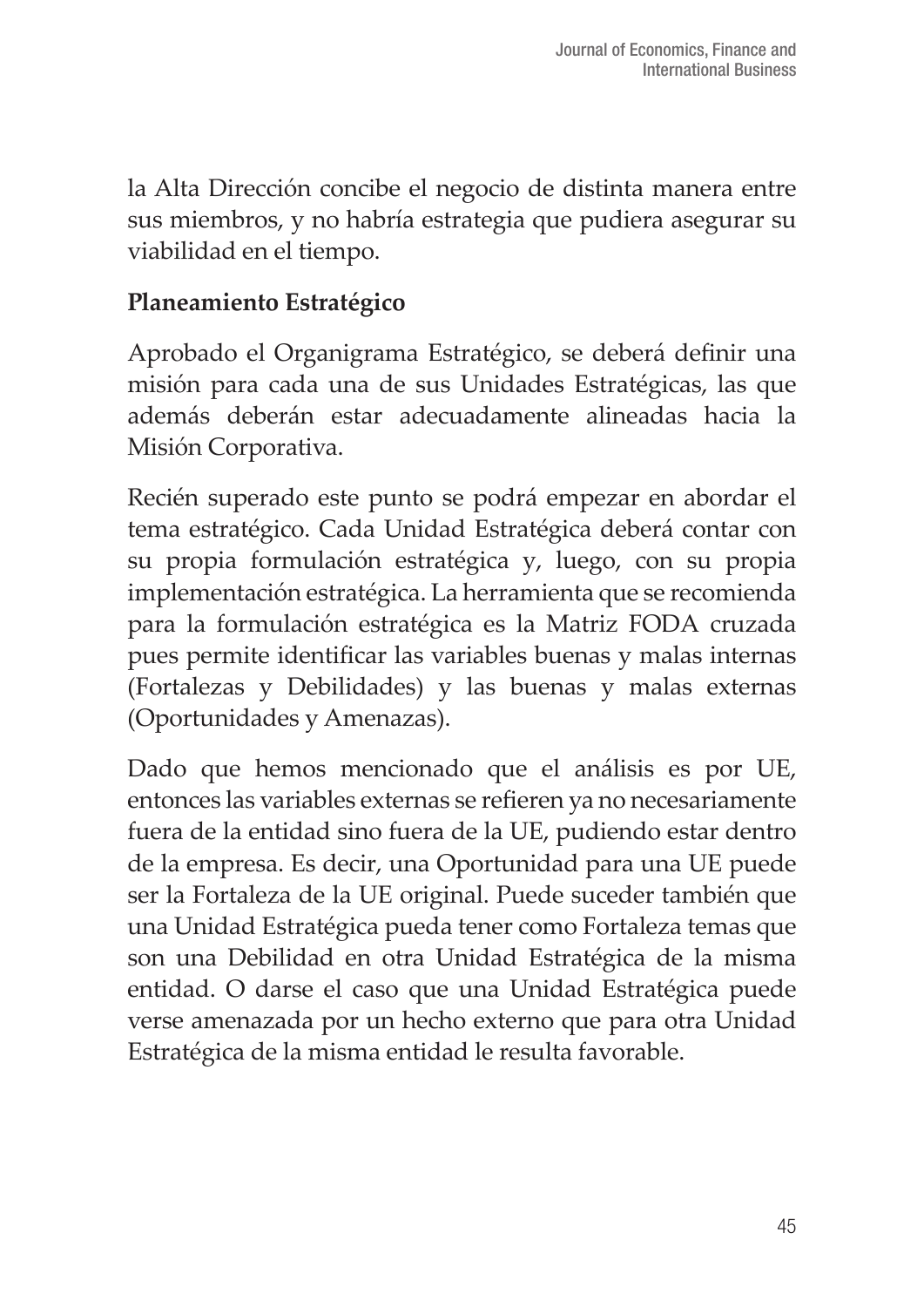la Alta Dirección concibe el negocio de distinta manera entre sus miembros, y no habría estrategia que pudiera asegurar su viabilidad en el tiempo.

**Planeamiento Estratégico**

Aprobado el Organigrama Estratégico, se deberá definir una misión para cada una de sus Unidades Estratégicas, las que además deberán estar adecuadamente alineadas hacia la Misión Corporativa.

Recién superado este punto se podrá empezar en abordar el tema estratégico. Cada Unidad Estratégica deberá contar con su propia formulación estratégica y, luego, con su propia implementación estratégica. La herramienta que se recomienda para la formulación estratégica es la Matriz FODA cruzada pues permite identificar las variables buenas y malas internas (Fortalezas y Debilidades) y las buenas y malas externas (Oportunidades y Amenazas).

Dado que hemos mencionado que el análisis es por UE, entonces las variables externas se refieren ya no necesariamente fuera de la entidad sino fuera de la UE, pudiendo estar dentro de la empresa. Es decir, una Oportunidad para una UE puede ser la Fortaleza de la UE original. Puede suceder también que una Unidad Estratégica pueda tener como Fortaleza temas que son una Debilidad en otra Unidad Estratégica de la misma entidad. O darse el caso que una Unidad Estratégica puede verse amenazada por un hecho externo que para otra Unidad Estratégica de la misma entidad le resulta favorable.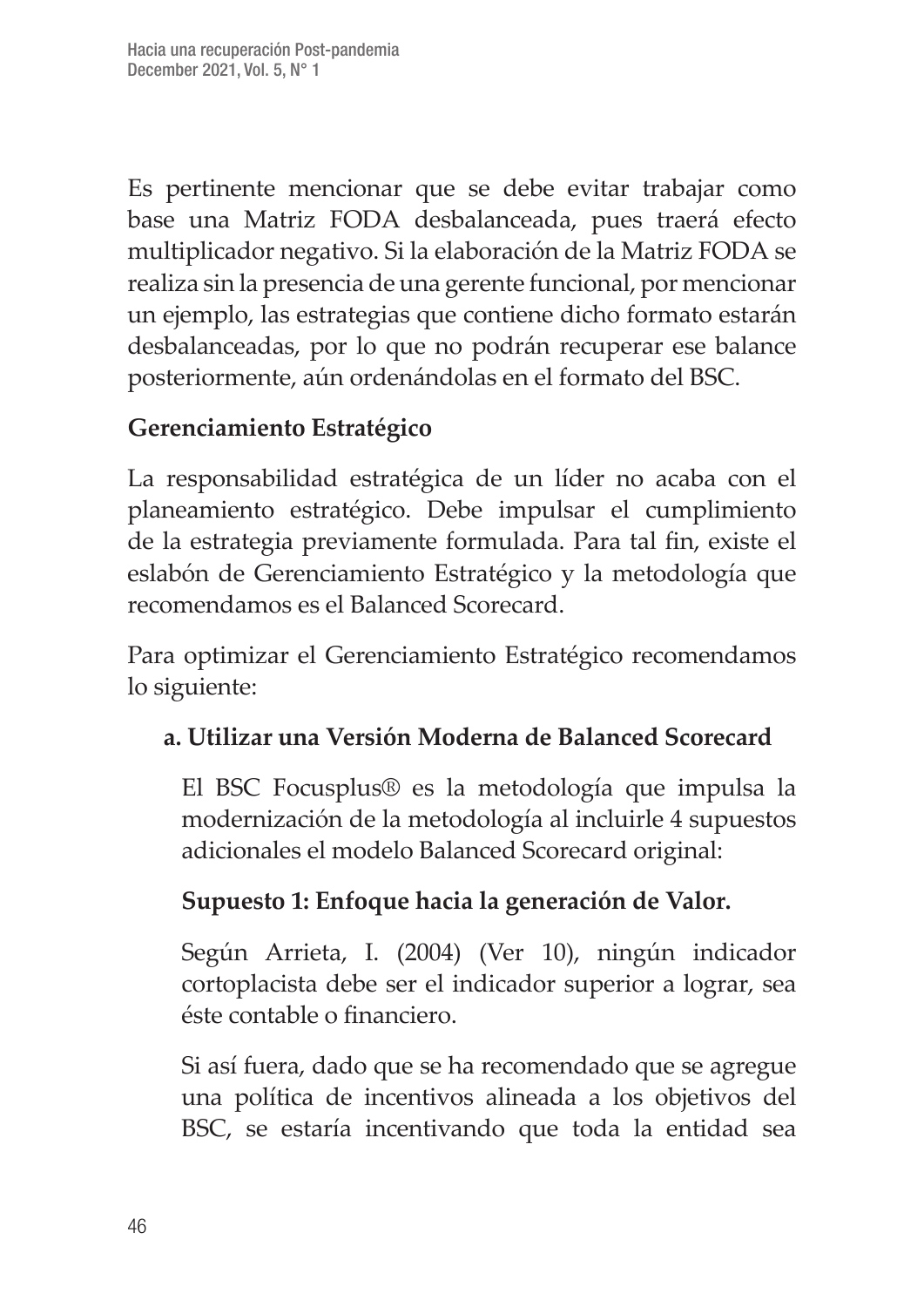Es pertinente mencionar que se debe evitar trabajar como base una Matriz FODA desbalanceada, pues traerá efecto multiplicador negativo. Si la elaboración de la Matriz FODA se realiza sin la presencia de una gerente funcional, por mencionar un ejemplo, las estrategias que contiene dicho formato estarán desbalanceadas, por lo que no podrán recuperar ese balance posteriormente, aún ordenándolas en el formato del BSC.

**Gerenciamiento Estratégico**

La responsabilidad estratégica de un líder no acaba con el planeamiento estratégico. Debe impulsar el cumplimiento de la estrategia previamente formulada. Para tal fin, existe el eslabón de Gerenciamiento Estratégico y la metodología que recomendamos es el Balanced Scorecard.

Para optimizar el Gerenciamiento Estratégico recomendamos lo siguiente:

**a. Utilizar una Versión Moderna de Balanced Scorecard**

El BSC Focusplus® es la metodología que impulsa la modernización de la metodología al incluirle 4 supuestos adicionales el modelo Balanced Scorecard original:

**Supuesto 1: Enfoque hacia la generación de Valor.**

Según Arrieta, I. (2004) (Ver 10), ningún indicador cortoplacista debe ser el indicador superior a lograr, sea éste contable o financiero.

Si así fuera, dado que se ha recomendado que se agregue una política de incentivos alineada a los objetivos del BSC, se estaría incentivando que toda la entidad sea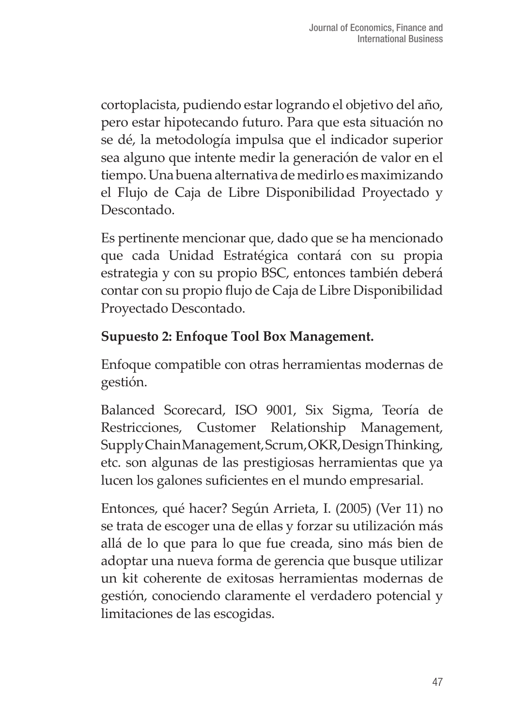cortoplacista, pudiendo estar logrando el objetivo del año, pero estar hipotecando futuro. Para que esta situación no se dé, la metodología impulsa que el indicador superior sea alguno que intente medir la generación de valor en el tiempo. Una buena alternativa de medirlo es maximizando el Flujo de Caja de Libre Disponibilidad Proyectado y Descontado.

Es pertinente mencionar que, dado que se ha mencionado que cada Unidad Estratégica contará con su propia estrategia y con su propio BSC, entonces también deberá contar con su propio flujo de Caja de Libre Disponibilidad Proyectado Descontado.

**Supuesto 2: Enfoque Tool Box Management.**

Enfoque compatible con otras herramientas modernas de gestión.

Balanced Scorecard, ISO 9001, Six Sigma, Teoría de Restricciones, Customer Relationship Management, Supply Chain Management, Scrum, OKR, Design Thinking, etc. son algunas de las prestigiosas herramientas que ya lucen los galones suficientes en el mundo empresarial.

Entonces, qué hacer? Según Arrieta, I. (2005) (Ver 11) no se trata de escoger una de ellas y forzar su utilización más allá de lo que para lo que fue creada, sino más bien de adoptar una nueva forma de gerencia que busque utilizar un kit coherente de exitosas herramientas modernas de gestión, conociendo claramente el verdadero potencial y limitaciones de las escogidas.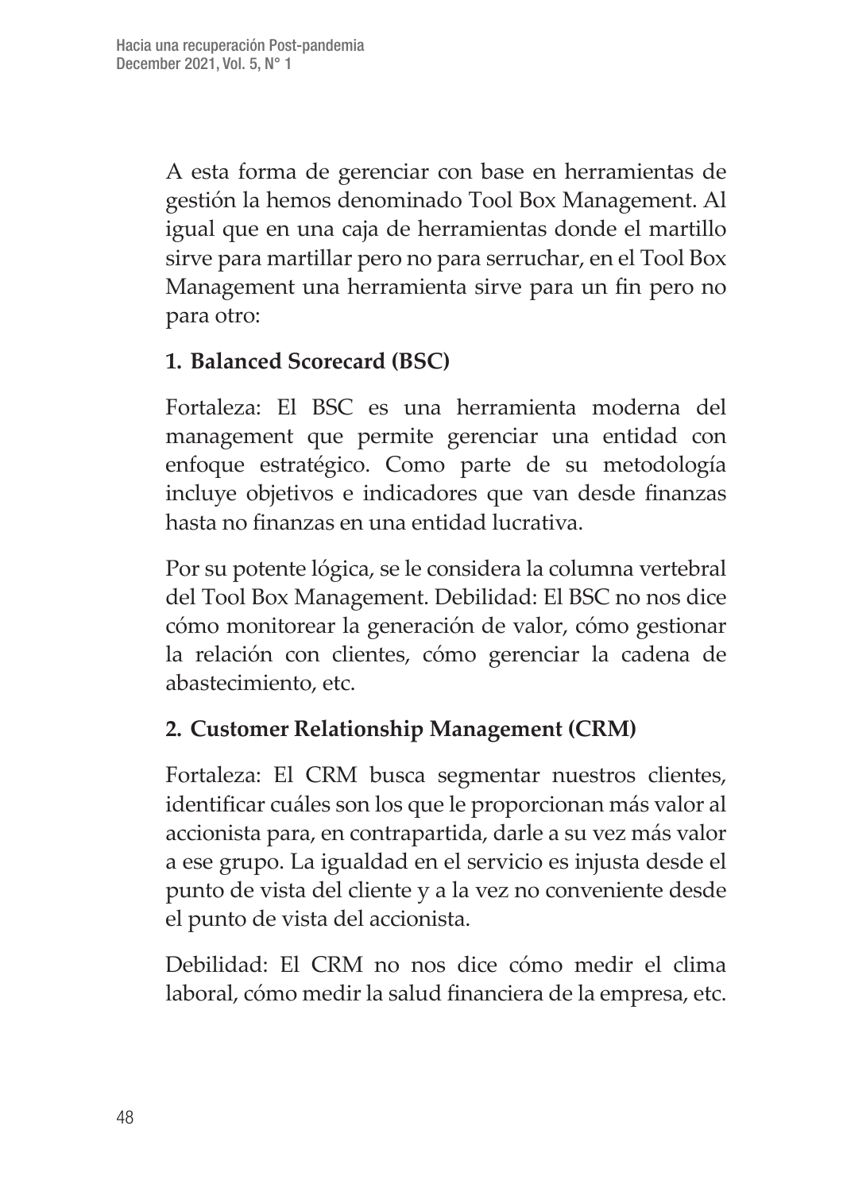A esta forma de gerenciar con base en herramientas de gestión la hemos denominado Tool Box Management. Al igual que en una caja de herramientas donde el martillo sirve para martillar pero no para serruchar, en el Tool Box Management una herramienta sirve para un fin pero no para otro:

**1. Balanced Scorecard (BSC)**

Fortaleza: El BSC es una herramienta moderna del management que permite gerenciar una entidad con enfoque estratégico. Como parte de su metodología incluye objetivos e indicadores que van desde finanzas hasta no finanzas en una entidad lucrativa.

Por su potente lógica, se le considera la columna vertebral del Tool Box Management. Debilidad: El BSC no nos dice cómo monitorear la generación de valor, cómo gestionar la relación con clientes, cómo gerenciar la cadena de abastecimiento, etc.

**2. Customer Relationship Management (CRM)**

Fortaleza: El CRM busca segmentar nuestros clientes, identificar cuáles son los que le proporcionan más valor al accionista para, en contrapartida, darle a su vez más valor a ese grupo. La igualdad en el servicio es injusta desde el punto de vista del cliente y a la vez no conveniente desde el punto de vista del accionista.

Debilidad: El CRM no nos dice cómo medir el clima laboral, cómo medir la salud financiera de la empresa, etc.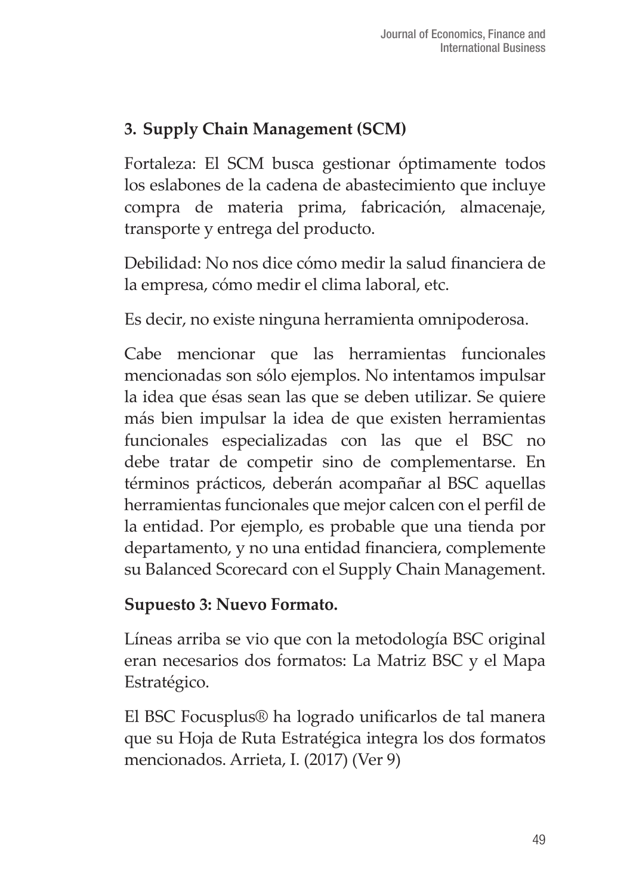### 3. Supply Chain Management (SCM)

Fortaleza: El SCM busca gestionar óptimamente todos los eslabones de la cadena de abastecimiento que incluye compra de materia prima, fabricación, almacenaje, transporte y entrega del producto.

Debilidad: No nos dice cómo medir la salud financiera de la empresa, cómo medir el clima laboral, etc.

Es decir, no existe ninguna herramienta omnipoderosa.

Cabe mencionar que las herramientas funcionales mencionadas son sólo ejemplos. No intentamos impulsar la idea que ésas sean las que se deben utilizar. Se quiere más bien impulsar la idea de que existen herramientas funcionales especializadas con las que el BSC no debe tratar de competir sino de complementarse. En términos prácticos, deberán acompañar al BSC aquellas herramientas funcionales que mejor calcen con el perfil de la entidad. Por ejemplo, es probable que una tienda por departamento, y no una entidad financiera, complemente su Balanced Scorecard con el Supply Chain Management.

**Supuesto 3: Nuevo Formato.**

Líneas arriba se vio que con la metodología BSC original eran necesarios dos formatos: La Matriz BSC y el Mapa Estratégico.

El BSC Focusplus® ha logrado unificarlos de tal manera que su Hoja de Ruta Estratégica integra los dos formatos mencionados. Arrieta, I. (2017) (Ver 9)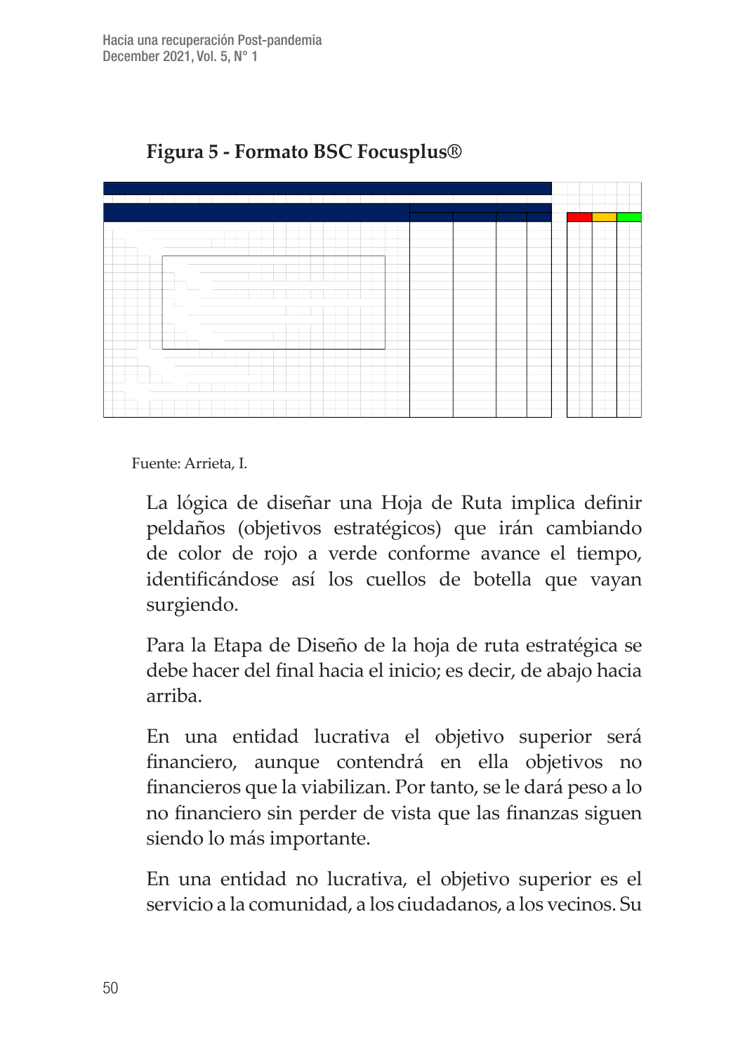**Figura 5 - Formato BSC Focusplus®**

Fuente: Arrieta, I.

La lógica de diseñar una Hoja de Ruta implica definir peldaños (objetivos estratégicos) que irán cambiando de color de rojo a verde conforme avance el tiempo, identificándose así los cuellos de botella que vayan surgiendo.

Para la Etapa de Diseño de la hoja de ruta estratégica se debe hacer del final hacia el inicio; es decir, de abajo hacia arriba.

En una entidad lucrativa el objetivo superior será financiero, aunque contendrá en ella objetivos no financieros que la viabilizan. Por tanto, se le dará peso a lo no financiero sin perder de vista que las finanzas siguen siendo lo más importante.

En una entidad no lucrativa, el objetivo superior es el servicio a la comunidad, a los ciudadanos, a los vecinos. Su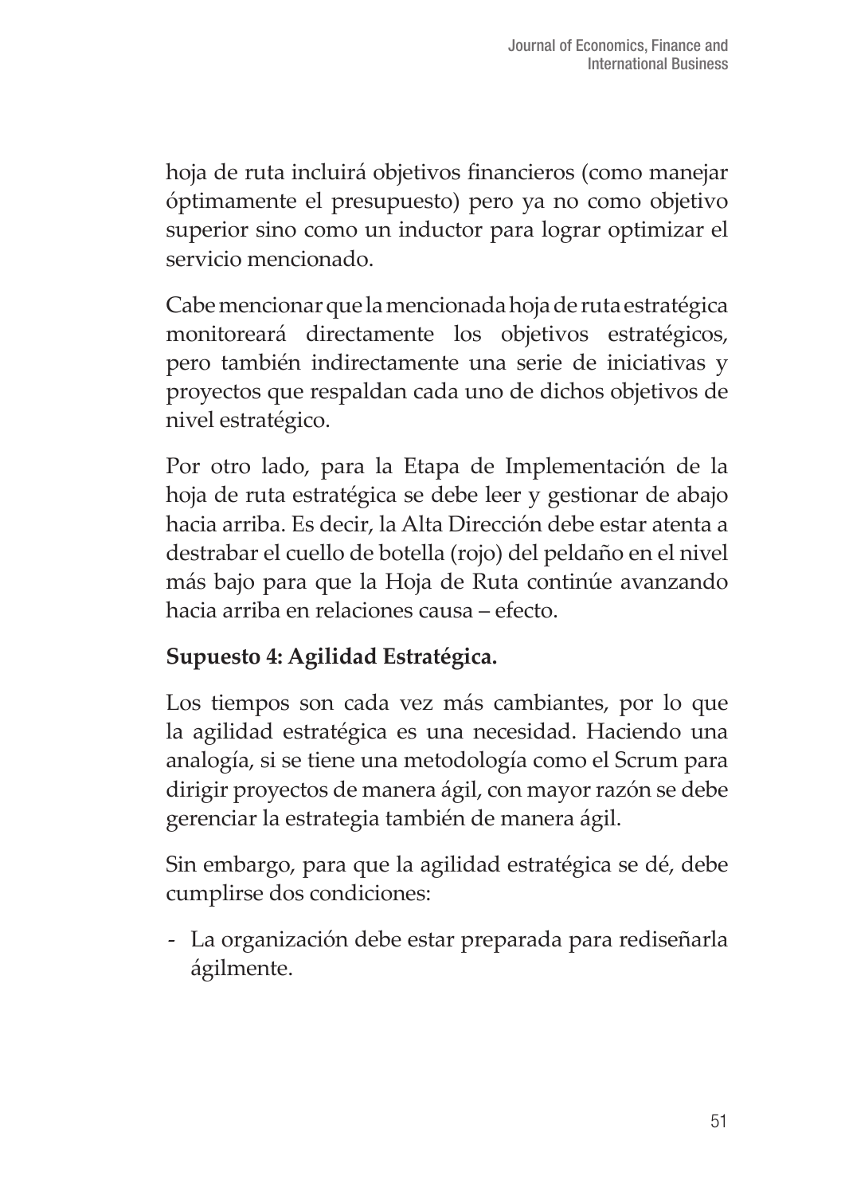hoja de ruta incluirá objetivos financieros (como manejar óptimamente el presupuesto) pero ya no como objetivo superior sino como un inductor para lograr optimizar el servicio mencionado.

Cabe mencionar que la mencionada hoja de ruta estratégica monitoreará directamente los objetivos estratégicos, pero también indirectamente una serie de iniciativas y proyectos que respaldan cada uno de dichos objetivos de nivel estratégico.

Por otro lado, para la Etapa de Implementación de la hoja de ruta estratégica se debe leer y gestionar de abajo hacia arriba. Es decir, la Alta Dirección debe estar atenta a destrabar el cuello de botella (rojo) del peldaño en el nivel más bajo para que la Hoja de Ruta continúe avanzando hacia arriba en relaciones causa – efecto.

**Supuesto 4: Agilidad Estratégica.**

Los tiempos son cada vez más cambiantes, por lo que la agilidad estratégica es una necesidad. Haciendo una analogía, si se tiene una metodología como el Scrum para dirigir proyectos de manera ágil, con mayor razón se debe gerenciar la estrategia también de manera ágil.

Sin embargo, para que la agilidad estratégica se dé, debe cumplirse dos condiciones:

- La organización debe estar preparada para rediseñarla ágilmente.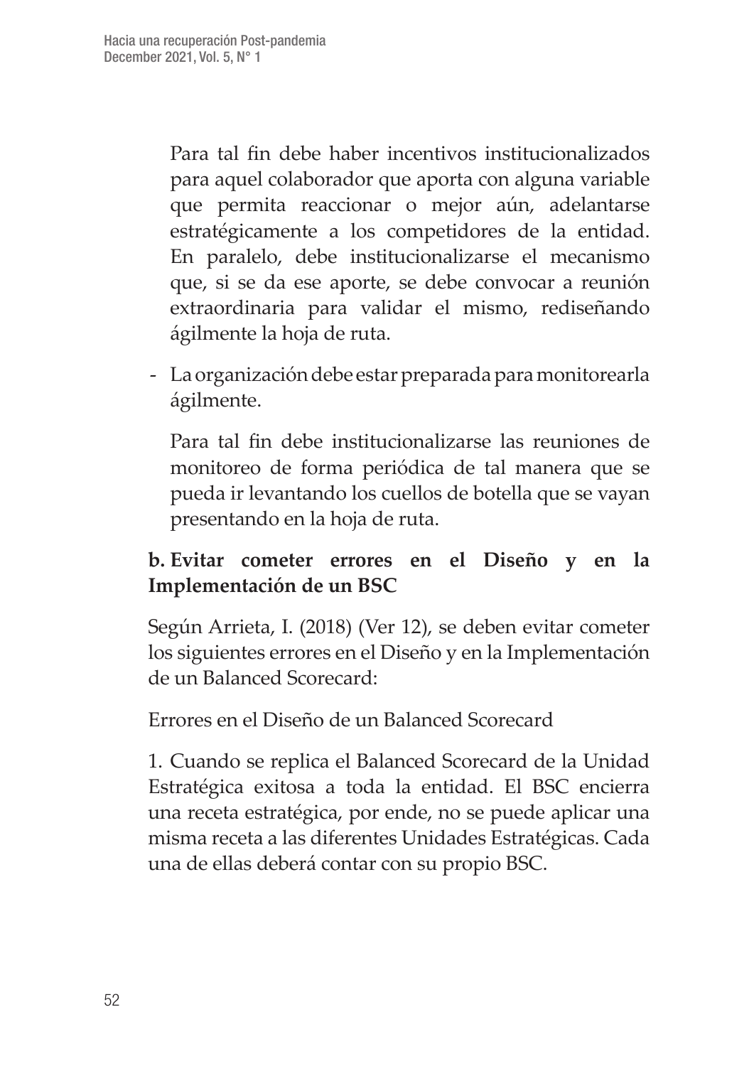Para tal fin debe haber incentivos institucionalizados para aquel colaborador que aporta con alguna variable que permita reaccionar o mejor aún, adelantarse estratégicamente a los competidores de la entidad. En paralelo, debe institucionalizarse el mecanismo que, si se da ese aporte, se debe convocar a reunión extraordinaria para validar el mismo, rediseñando ágilmente la hoja de ruta.

- La organización debe estar preparada para monitorearla ágilmente.

  Para tal fin debe institucionalizarse las reuniones de monitoreo de forma periódica de tal manera que se pueda ir levantando los cuellos de botella que se vayan presentando en la hoja de ruta.

**b. Evitar cometer errores en el Diseño y en la Implementación de un BSC**

Según Arrieta, I. (2018) (Ver 12), se deben evitar cometer los siguientes errores en el Diseño y en la Implementación de un Balanced Scorecard:

Errores en el Diseño de un Balanced Scorecard

1. Cuando se replica el Balanced Scorecard de la Unidad Estratégica exitosa a toda la entidad. El BSC encierra una receta estratégica, por ende, no se puede aplicar una misma receta a las diferentes Unidades Estratégicas. Cada una de ellas deberá contar con su propio BSC.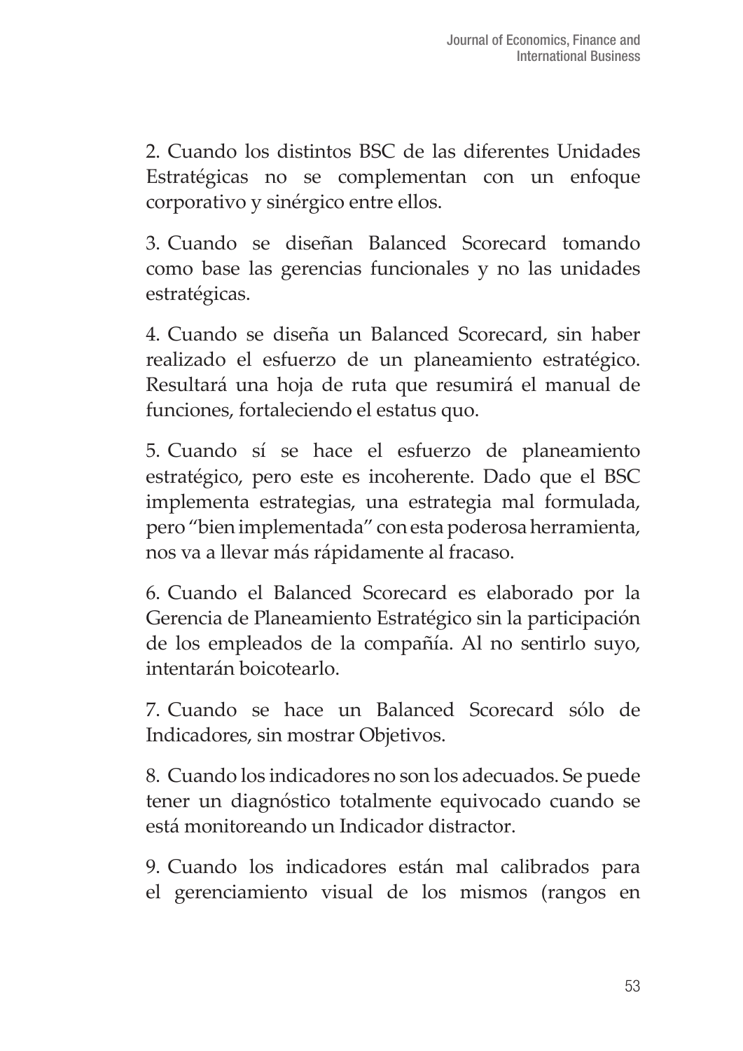2. Cuando los distintos BSC de las diferentes Unidades Estratégicas no se complementan con un enfoque corporativo y sinérgico entre ellos.

3. Cuando se diseñan Balanced Scorecard tomando como base las gerencias funcionales y no las unidades estratégicas.

4. Cuando se diseña un Balanced Scorecard, sin haber realizado el esfuerzo de un planeamiento estratégico. Resultará una hoja de ruta que resumirá el manual de funciones, fortaleciendo el estatus quo.

5. Cuando sí se hace el esfuerzo de planeamiento estratégico, pero este es incoherente. Dado que el BSC implementa estrategias, una estrategia mal formulada, pero "bien implementada" con esta poderosa herramienta, nos va a llevar más rápidamente al fracaso.

6. Cuando el Balanced Scorecard es elaborado por la Gerencia de Planeamiento Estratégico sin la participación de los empleados de la compañía. Al no sentirlo suyo, intentarán boicotearlo.

7. Cuando se hace un Balanced Scorecard sólo de Indicadores, sin mostrar Objetivos.

8. Cuando los indicadores no son los adecuados. Se puede tener un diagnóstico totalmente equivocado cuando se está monitoreando un Indicador distractor.

9. Cuando los indicadores están mal calibrados para el gerenciamiento visual de los mismos (rangos en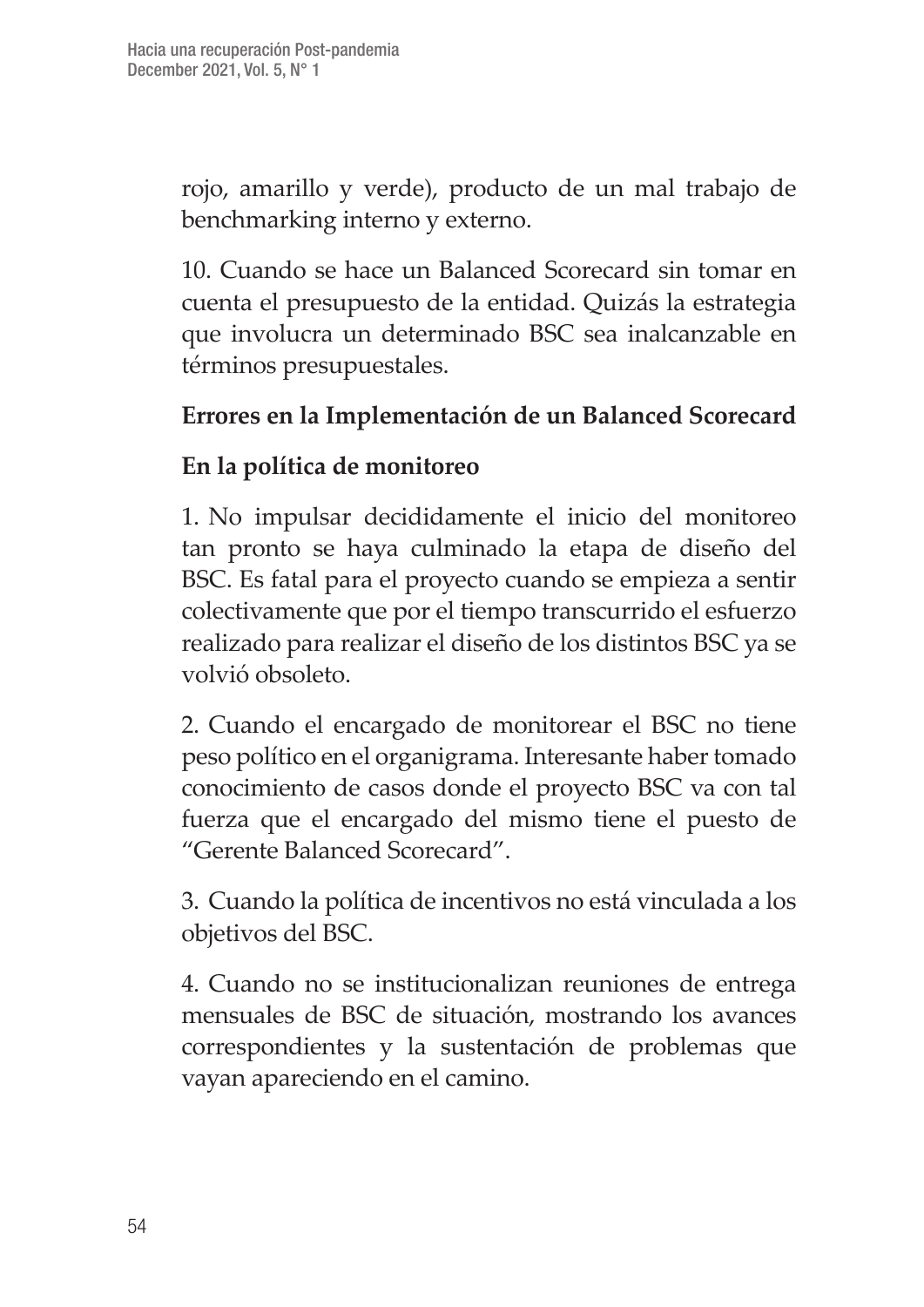rojo, amarillo y verde), producto de un mal trabajo de benchmarking interno y externo.

10. Cuando se hace un Balanced Scorecard sin tomar en cuenta el presupuesto de la entidad. Quizás la estrategia que involucra un determinado BSC sea inalcanzable en términos presupuestales.

**Errores en la Implementación de un Balanced Scorecard**

**En la política de monitoreo**

1. No impulsar decididamente el inicio del monitoreo tan pronto se haya culminado la etapa de diseño del BSC. Es fatal para el proyecto cuando se empieza a sentir colectivamente que por el tiempo transcurrido el esfuerzo realizado para realizar el diseño de los distintos BSC ya se volvió obsoleto.

2. Cuando el encargado de monitorear el BSC no tiene peso político en el organigrama. Interesante haber tomado conocimiento de casos donde el proyecto BSC va con tal fuerza que el encargado del mismo tiene el puesto de "Gerente Balanced Scorecard".

3. Cuando la política de incentivos no está vinculada a los objetivos del BSC.

4. Cuando no se institucionalizan reuniones de entrega mensuales de BSC de situación, mostrando los avances correspondientes y la sustentación de problemas que vayan apareciendo en el camino.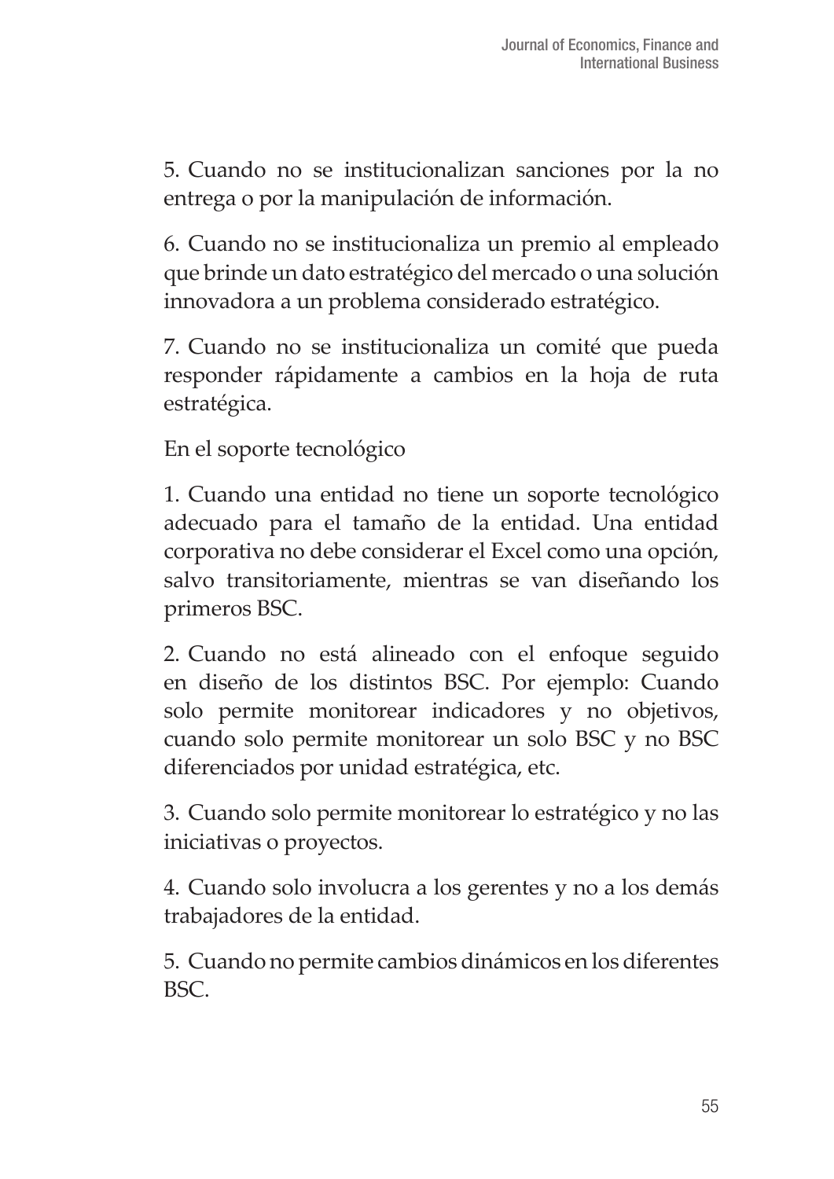5. Cuando no se institucionalizan sanciones por la no entrega o por la manipulación de información.

6. Cuando no se institucionaliza un premio al empleado que brinde un dato estratégico del mercado o una solución innovadora a un problema considerado estratégico.

7. Cuando no se institucionaliza un comité que pueda responder rápidamente a cambios en la hoja de ruta estratégica.

En el soporte tecnológico

1. Cuando una entidad no tiene un soporte tecnológico adecuado para el tamaño de la entidad. Una entidad corporativa no debe considerar el Excel como una opción, salvo transitoriamente, mientras se van diseñando los primeros BSC.

2. Cuando no está alineado con el enfoque seguido en diseño de los distintos BSC. Por ejemplo: Cuando solo permite monitorear indicadores y no objetivos, cuando solo permite monitorear un solo BSC y no BSC diferenciados por unidad estratégica, etc.

3. Cuando solo permite monitorear lo estratégico y no las iniciativas o proyectos.

4. Cuando solo involucra a los gerentes y no a los demás trabajadores de la entidad.

5. Cuando no permite cambios dinámicos en los diferentes BSC.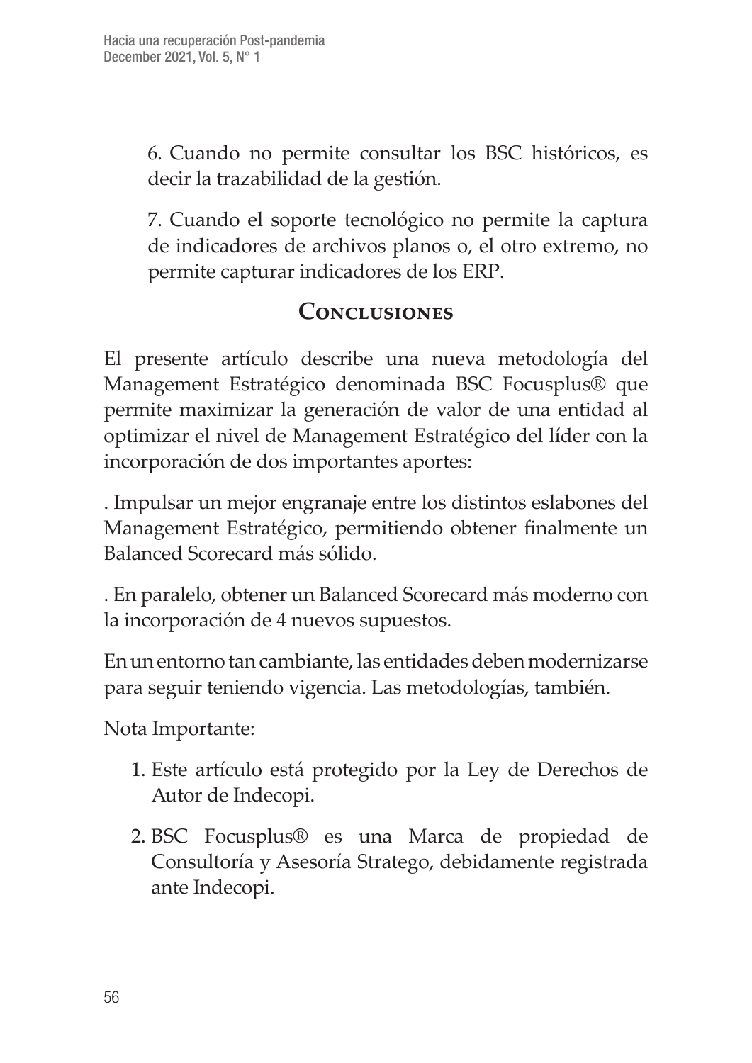6. Cuando no permite consultar los BSC históricos, es decir la trazabilidad de la gestión.

7. Cuando el soporte tecnológico no permite la captura de indicadores de archivos planos o, el otro extremo, no permite capturar indicadores de los ERP.

## Conclusiones

El presente artículo describe una nueva metodología del Management Estratégico denominada BSC Focusplus® que permite maximizar la generación de valor de una entidad al optimizar el nivel de Management Estratégico del líder con la incorporación de dos importantes aportes:

. Impulsar un mejor engranaje entre los distintos eslabones del Management Estratégico, permitiendo obtener finalmente un Balanced Scorecard más sólido.

. En paralelo, obtener un Balanced Scorecard más moderno con la incorporación de 4 nuevos supuestos.

En un entorno tan cambiante, las entidades deben modernizarse para seguir teniendo vigencia. Las metodologías, también.

Nota Importante:

1. Este artículo está protegido por la Ley de Derechos de Autor de Indecopi.
2. BSC Focusplus® es una Marca de propiedad de Consultoría y Asesoría Stratego, debidamente registrada ante Indecopi.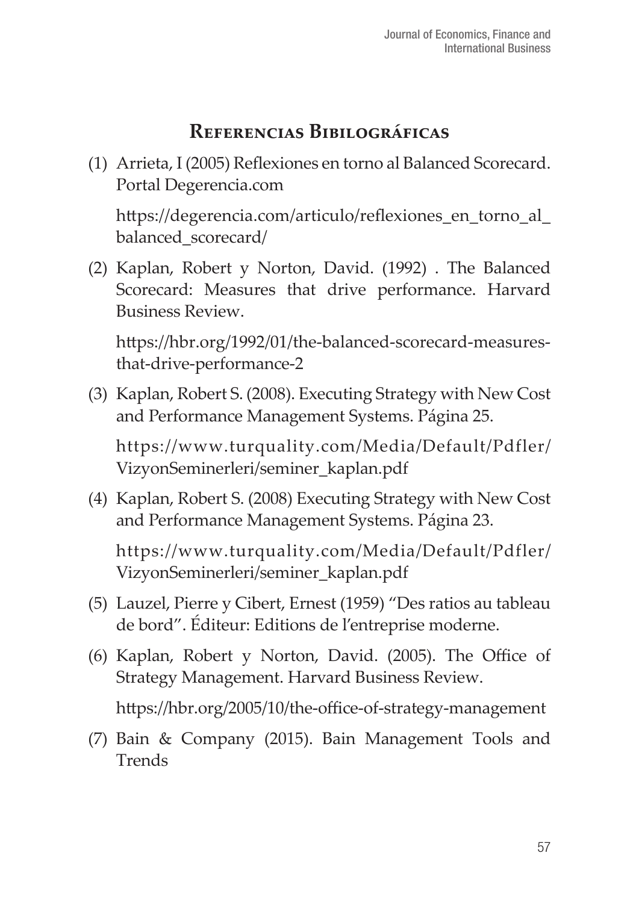## Referencias Bibilográficas

(1) Arrieta, I (2005) Reflexiones en torno al Balanced Scorecard. Portal Degerencia.com

https://degerencia.com/articulo/reflexiones_en_torno_al_balanced_scorecard/

(2) Kaplan, Robert y Norton, David. (1992) . The Balanced Scorecard: Measures that drive performance. Harvard Business Review.

https://hbr.org/1992/01/the-balanced-scorecard-measures-that-drive-performance-2

(3) Kaplan, Robert S. (2008). Executing Strategy with New Cost and Performance Management Systems. Página 25.

https://www.turquality.com/Media/Default/Pdfler/VizyonSeminerleri/seminer_kaplan.pdf

(4) Kaplan, Robert S. (2008) Executing Strategy with New Cost and Performance Management Systems. Página 23.

https://www.turquality.com/Media/Default/Pdfler/VizyonSeminerleri/seminer_kaplan.pdf

(5) Lauzel, Pierre y Cibert, Ernest (1959) "Des ratios au tableau de bord". Éditeur: Editions de l'entreprise moderne.

(6) Kaplan, Robert y Norton, David. (2005). The Office of Strategy Management. Harvard Business Review.

https://hbr.org/2005/10/the-office-of-strategy-management

(7) Bain & Company (2015). Bain Management Tools and Trends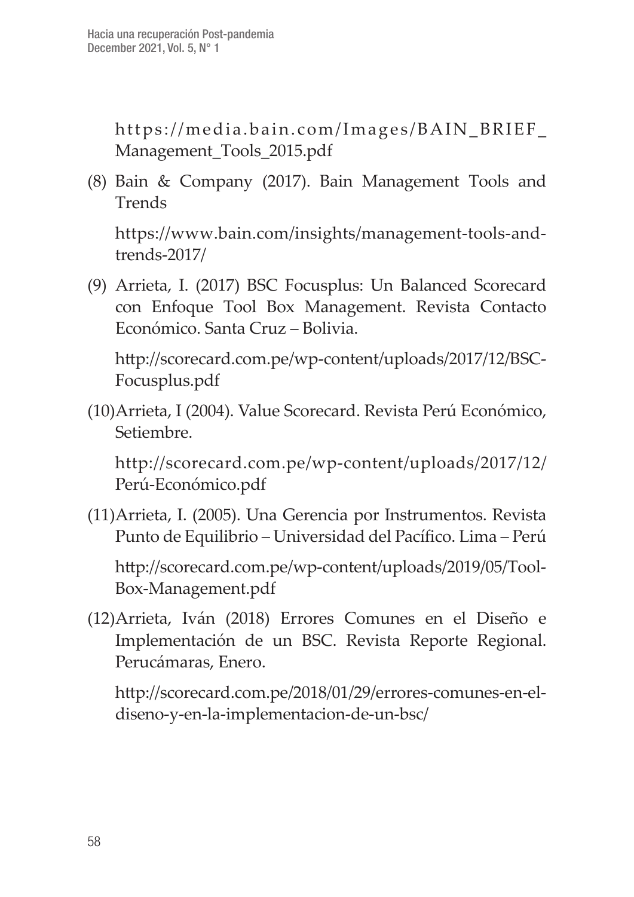https://media.bain.com/Images/BAIN_BRIEF_Management_Tools_2015.pdf

(8) Bain & Company (2017). Bain Management Tools and Trends

https://www.bain.com/insights/management-tools-and-trends-2017/

(9) Arrieta, I. (2017) BSC Focusplus: Un Balanced Scorecard con Enfoque Tool Box Management. Revista Contacto Económico. Santa Cruz – Bolivia.

http://scorecard.com.pe/wp-content/uploads/2017/12/BSC-Focusplus.pdf

(10) Arrieta, I (2004). Value Scorecard. Revista Perú Económico, Setiembre.

http://scorecard.com.pe/wp-content/uploads/2017/12/Perú-Económico.pdf

(11) Arrieta, I. (2005). Una Gerencia por Instrumentos. Revista Punto de Equilibrio – Universidad del Pacífico. Lima – Perú

http://scorecard.com.pe/wp-content/uploads/2019/05/Tool-Box-Management.pdf

(12) Arrieta, Iván (2018) Errores Comunes en el Diseño e Implementación de un BSC. Revista Reporte Regional. Perucámaras, Enero.

http://scorecard.com.pe/2018/01/29/errores-comunes-en-el-diseno-y-en-la-implementacion-de-un-bsc/